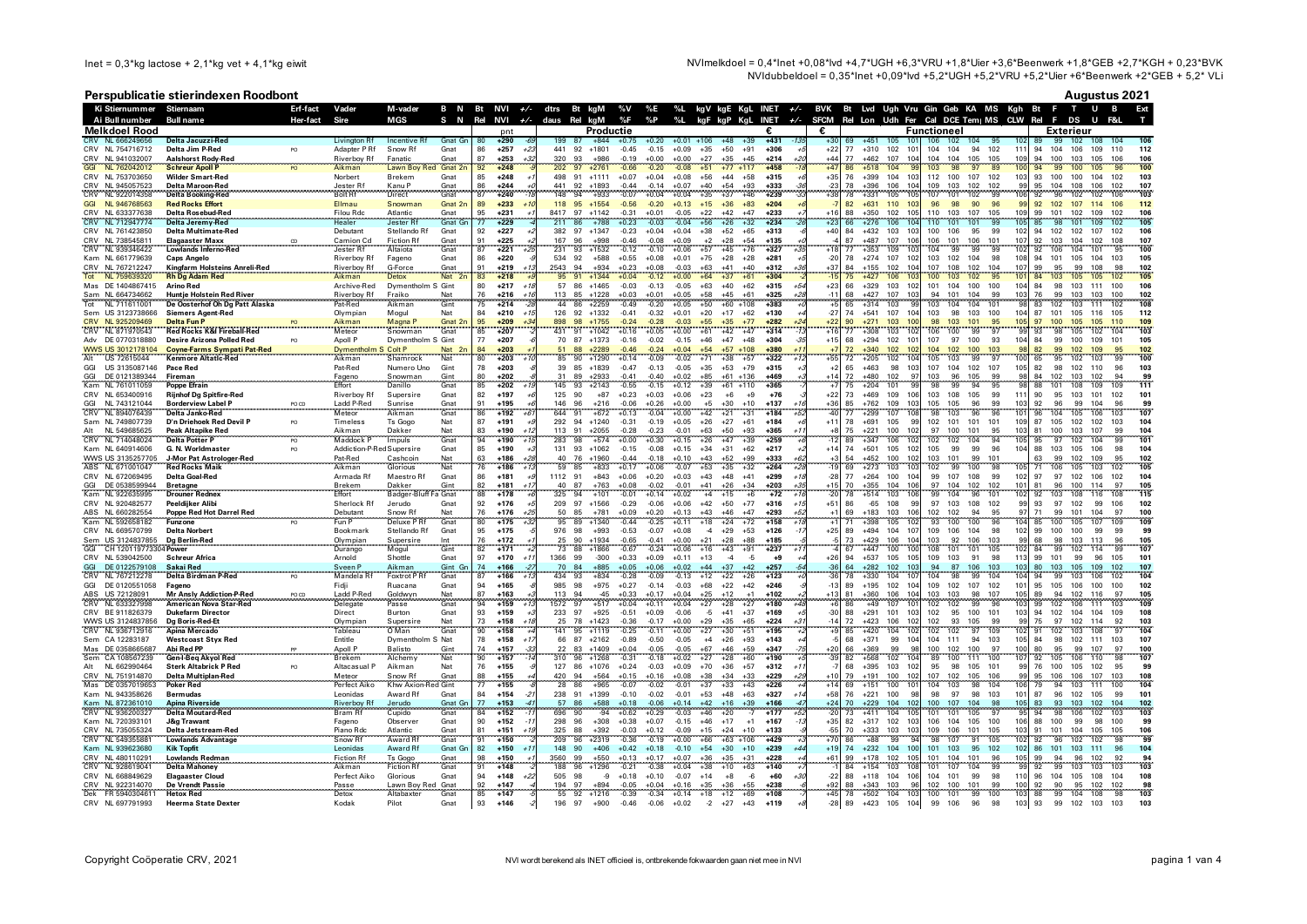Inet = 0,3*kg lactose + 2,1*kg vet + 4,1*kg eiwit

NVImelkdoel = 0,4*Inet +0,08*lvd +4,7*UGH +6,3*VRU +1,8*Uier +3,6*Beenwerk +1,8*GEB +2,7*KGH + 0,23*BVK
NVIdubbeldoel = 0,35*Inet +0,09*lvd +5,2*UGH +5,2*VRU +5,2*Uier +6*Beenwerk +2*GEB + 5,2* VLi

# Perspublicatie stierindexen Roodbont

**Augustus 2021**

| Ki Stiernummer | Stiernaam | Erf-fact | Vader | M-vader | B N | Bt | NVI | +/- | dtrs | Bt | kgM | %V | %E | %L | kgV | kgE | KgL | INET | +/- | BVK | Bt | Lvd | Ugh | Vru | Gin | Geb | KA | MS | Kgh | Bt | F | T | U | B | Ext |
|---|---|---|---|---|---|---|---|---|---|---|---|---|---|---|---|---|---|---|---|---|---|---|---|---|---|---|---|---|---|---|---|---|---|---|---|
| Ai Bull number | Bull name | Her-fact | Sire | MGS | S N | Rel | NVI | +/- | daus | Rel | kgM | %F | %P | %L | kgF | kgP | KgL | INET | +/- | SFCM | Rel | Lon | Udh | Fer | Cal | DCE | Tem | MS | CLW | Rel | F | DS | U | F&L | T |
| **Melkdoel Rood** | | | | | | | pnt | | **Productie** | | | | | | | | | € | | € | | **Functioneel** | | | | | | | | **Exterieur** | | | | | |
| CRV NL 666249656 | Delta Jacuzzi-Red | | Livingston Rf | Incentive Rf | Gnat Gn | 80 | +290 | -69 | 199 | 87 | +844 | +0.75 | +0.20 | +0.01 | +106 | +48 | +39 | +431 | -135 | +30 | 69 | +451 | 105 | 101 | 106 | 102 | 104 | 95 | 102 | 89 | 99 | 102 | 108 | 104 | 106 |
| CRV NL 754716712 | Delta Jim P-Red | PO | Adapter P Rf | Snow Rf | Gnat | 86 | +257 | +23 | 441 | 92 | +1801 | -0.45 | -0.15 | +0.09 | +35 | +50 | +91 | +506 | +6 | +22 | 77 | +310 | 102 | 101 | 100 | 104 | 94 | 102 | 111 | 94 | 106 | 106 | 109 | 110 | 112 |
| CRV NL 941032007 | Aalshorst Rody-Red | | Riverboy Rf | Fanatic | Gnat | 87 | +253 | +32 | 320 | 93 | +986 | -0.19 | +0.00 | +0.00 | +27 | +35 | +45 | +214 | +20 | +44 | 77 | +462 | 107 | 104 | 104 | 104 | 105 | 105 | 109 | 94 | 100 | 103 | 105 | 106 | 106 |
| GGI NL 762042012 | Schreur Apoll P | PO | Aikman | Lawn Boy Red | Gnat 2n | 92 | +248 | -8 | 202 | 97 | +2761 | -0.66 | -0.20 | -0.08 | +51 | +77 | +117 | +458 | -18 | +47 | 86 | +518 | 104 | 99 | 103 | 98 | 97 | 89 | 100 | 94 | 99 | 100 | 105 | 96 | 100 |
| CRV NL 753703650 | Wilder Smart-Red | | Norbert | Brekem | Gnat | 85 | +248 | +1 | 498 | 91 | +1111 | +0.07 | +0.04 | +0.08 | +56 | +44 | +58 | +315 | +6 | +35 | 76 | +399 | 104 | 103 | 112 | 100 | 107 | 102 | 103 | 93 | 100 | 100 | 104 | 102 | 103 |
| CRV NL 945057523 | Delta Maroon-Red | | Jester Rf | Kanu P | Gnat | 86 | +244 | +0 | 441 | 92 | +1893 | -0.44 | -0.14 | +0.07 | +40 | +54 | +93 | +333 | -36 | -23 | 78 | +396 | 106 | 104 | 109 | 103 | 102 | 102 | 99 | 95 | 104 | 108 | 106 | 102 | 107 |
| CRV NL 922074259 | Delta Booking-Red | | Direct | | Gnat | 88 | +244 | | 168 | 94 | +1933 | -0.07 | +0.00 | +0.04 | +58 | +66 | +89 | +328 | -23 | +13 | 77 | +371 | 105 | 105 | 107 | 102 | 98 | 99 | 105 | 92 | 96 | 102 | 107 | 105 | 107 |
| GGI NL 946768563 | Red Rocks Effort | | Ellmau | Snowman | Gnat 2n | 89 | +233 | +10 | 118 | 95 | +1154 | -0.56 | -0.20 | +0.13 | +15 | +36 | +83 | +204 | +6 | -7 | 82 | +631 | 110 | 103 | 96 | 98 | 90 | 96 | 99 | 92 | 102 | 107 | 114 | 106 | 112 |
| CRV NL 633377638 | Delta Rosebud-Red | | Filou Rdc | Atlantic | Gnat | 95 | +231 | +1 | 8417 | 97 | +1142 | -0.31 | +0.01 | -0.05 | +22 | +42 | +47 | +233 | +7 | +16 | 88 | +350 | 102 | 105 | 110 | 103 | 107 | 105 | 109 | 99 | 101 | 102 | 109 | 102 | 106 |
| CRV NL 712947774 | Delta Jeremy-Red | | Healer | Jester Rf | Gnat Gn | 77 | +229 | +4 | 211 | 86 | +1608 | -0.23 | -0.03 | -0.04 | +56 | +26 | +32 | +234 | -26 | +23 | 66 | +276 | 106 | 104 | 110 | 101 | 101 | 99 | 105 | 85 | 98 | 101 | 109 | 102 | 105 |
| CRV NL 761423850 | Delta Multimate-Red | | Debutant | Stellando Rf | Gnat | 92 | +227 | +2 | 382 | 97 | +1347 | -0.23 | +0.04 | +0.04 | +38 | +52 | +65 | +313 | -6 | +40 | 84 | +432 | 103 | 103 | 100 | 106 | 95 | 99 | 102 | 94 | 102 | 102 | 107 | 102 | 106 |
| CRV NL 738545811 | Elagaster Maxx | CD | Camion Cd | Fiction Rf | Gnat | 91 | +225 | +2 | 167 | 96 | +998 | -0.46 | -0.08 | +0.09 | +2 | +28 | +54 | +135 | +0 | -4 | 87 | +487 | 107 | 106 | 106 | 101 | 106 | 101 | 107 | 92 | 103 | 104 | 102 | 108 | 107 |
| CRV NL 939346422 | Lowlands Inferno-Red | | Jester Rf | Altaiota | Gnat | 87 | +221 | +25 | 231 | 93 | +1532 | -0.12 | -0.10 | +0.06 | +57 | +45 | +76 | +327 | +35 | +18 | 77 | +353 | 109 | 103 | 104 | 99 | 99 | 99 | 102 | 92 | 106 | 104 | 101 | 95 | 100 |
| Kam NL 661779639 | Caps Angelo | | Riverboy Rf | Fageno | Gnat | 86 | +220 | -9 | 534 | 92 | +588 | +0.55 | +0.08 | +0.01 | +75 | +28 | +28 | +281 | +5 | -20 | 78 | +274 | 107 | 102 | 103 | 102 | 104 | 98 | 108 | 94 | 101 | 105 | 104 | 103 | 105 |
| CRV NL 767212247 | Kingfarm Holsteins Anreli-Red | | Riverboy Rf | G-Force | Gnat | 91 | +219 | +13 | 2543 | 94 | +934 | +0.23 | +0.08 | -0.03 | +63 | +41 | +40 | +312 | +36 | +37 | 84 | +155 | 102 | 104 | 107 | 108 | 102 | 104 | 107 | 99 | 95 | 99 | 108 | 98 | 102 |
| Tot NL 759639320 | Rh Dg Adam Red | | Aikman | Detox | Nat 2n | 83 | +218 | +9 | 95 | 91 | +1344 | +0.04 | -0.12 | +0.00 | +64 | +37 | +61 | +304 | -5 | -15 | 75 | +427 | 106 | 103 | 100 | 103 | 102 | 95 | 101 | 84 | 103 | 105 | 105 | 102 | 105 |
| Mas DE 1404867415 | Arino Red | | Archive-Red | Dymentholm S | Gint | 80 | +217 | +18 | 57 | 86 | +1465 | -0.03 | -0.13 | -0.05 | +63 | +40 | +62 | +315 | +54 | +23 | 66 | +329 | 103 | 102 | 101 | 104 | 100 | 100 | 104 | 84 | 98 | 103 | 111 | 100 | 106 |
| Sam NL 664734662 | Huntje Holstein Red River | | Riverboy Rf | Fraiko | Nat | 76 | +216 | +16 | 113 | 85 | +1228 | +0.03 | +0.01 | +0.05 | +58 | +45 | +61 | +325 | +28 | -11 | 68 | +427 | 107 | 103 | 94 | 101 | 104 | 99 | 103 | 76 | 99 | 103 | 103 | 100 | 102 |
| Tot NL 711811001 | De Oosterhof Oh Dg Patt Alaska | | Pat-Red | Aikman | Gint | 75 | +214 | -28 | 44 | 86 | +2259 | -0.49 | -0.20 | +0.05 | +50 | +60 | +108 | +383 | +0 | +5 | 65 | +314 | 103 | 103 | 103 | 104 | 104 | 101 | 98 | 83 | 102 | 103 | 111 | 102 | 108 |
| Sem US 3123738666 | Siemers Agent-Red | | Olympian | Mogul | Nat | 84 | +210 | +15 | 126 | 92 | +1332 | -0.41 | -0.32 | +0.01 | +20 | +17 | +62 | +130 | +4 | -27 | 74 | +541 | 107 | 103 | 103 | 98 | 103 | 100 | 104 | 87 | 101 | 105 | 116 | 105 | 112 |
| CRV NL 925209469 | Delta Fun P | PO | Aikman | Magna P | Gnat 2n | 95 | +209 | +34 | 898 | 98 | +1755 | -0.24 | -0.28 | -0.03 | +55 | +35 | +77 | +282 | +24 | +22 | 90 | +271 | 103 | 100 | 98 | 103 | 101 | 95 | 105 | 97 | 100 | 105 | 105 | 110 | 109 |
| CRV NL 871970543 | Red Rocks K&I Fireball-Red | | Meteor | Snowman | Gnat | 85 | +207 | -7 | 431 | 91 | +1042 | +0.16 | +0.05 | +0.00 | +61 | +42 | +47 | +314 | -13 | +16 | 77 | +308 | 103 | 102 | 106 | 100 | 99 | 97 | 99 | 93 | 98 | 105 | 102 | 104 | 103 |
| Adv DE 0770318880 | Desire Arizona Polled Red | PO | Apoll P | Dymentholm S | Gint | 77 | +207 | -7 | 70 | 87 | +1373 | -0.16 | -0.02 | -0.15 | +46 | +47 | +48 | +304 | -35 | +15 | 68 | +294 | 102 | 101 | 107 | 97 | 100 | 93 | 104 | 84 | 99 | 100 | 109 | 101 | 105 |
| WWS US 3012178104 | Coyne-Farms Sympati Pat-Red | | Dymentholm S | Colt P | Nat 2n | 84 | +203 | +1 | 51 | 88 | +2289 | -0.46 | -0.24 | +0.04 | +54 | +57 | +108 | +380 | +11 | +7 | 72 | +340 | 102 | 102 | 104 | 102 | 100 | 103 | 98 | 82 | 99 | 102 | 109 | 95 | 102 |
| Alt US 72615044 | Kenmore Altatic-Red | | Aikman | Shamrock | Nat | 80 | +203 | +0 | 85 | 90 | +1290 | +0.14 | -0.09 | -0.02 | +71 | +38 | +57 | +322 | +12 | +55 | 72 | +205 | 102 | 104 | 105 | 103 | 99 | 97 | 100 | 85 | 95 | 102 | 103 | 99 | 100 |
| GGI US 3135087146 | Pace Red | | Pat-Red | Numero Uno | Gint | 78 | +203 | -5 | 39 | 85 | +1839 | -0.47 | -0.13 | -0.05 | +35 | +53 | +79 | +315 | +3 | +2 | 65 | +463 | 98 | 103 | 107 | 104 | 102 | 107 | 105 | 82 | 98 | 102 | 110 | 96 | 103 |
| GGI DE 0121389344 | Fireman | | Fageno | Snowman | Gint | 80 | +202 | -8 | 31 | 89 | +2933 | -0.41 | -0.40 | +0.02 | +85 | +61 | +136 | +469 | +3 | +14 | 72 | +480 | 102 | 97 | 103 | 96 | 105 | 99 | 98 | 84 | 102 | 103 | 102 | 94 | 99 |
| Kam NL 761011059 | Poppe Efrain | | Effort | Danillo | Gnat | 85 | +202 | +19 | 145 | 93 | +2143 | -0.55 | -0.15 | +0.12 | +39 | +61 | +110 | +365 | +7 | +7 | 75 | +204 | 101 | 99 | 98 | 99 | 94 | 95 | 98 | 88 | 101 | 108 | 109 | 109 | 111 |
| CRV NL 653400916 | Rijnhof Dg Spitfire-Red | | Riverboy Rf | Supersire | Gnat | 82 | +197 | +6 | 125 | 90 | +87 | +0.23 | +0.03 | +0.06 | +23 | +6 | +9 | +76 | +3 | +22 | 73 | +469 | 109 | 106 | 103 | 108 | 105 | 99 | 111 | 90 | 95 | 103 | 101 | 102 | 101 |
| GGI NL 743121044 | Borderview Label P | PO CD | Ladd P-Red | Sunrise | Gnat | 91 | +195 | +6 | 146 | 96 | +216 | -0.06 | +0.26 | +0.00 | +5 | +30 | +10 | +137 | +16 | +36 | 85 | +762 | 109 | 103 | 105 | 105 | 96 | 99 | 103 | 92 | 96 | 99 | 104 | 96 | 99 |
| CRV NL 894076439 | Delta Janko-Red | | Meteor | Aikman | Gnat | 86 | +192 | +61 | 644 | 91 | +672 | +0.13 | -0.04 | +0.00 | +42 | +21 | +31 | +184 | +52 | -20 | 77 | +299 | 107 | 103 | 98 | 103 | 96 | 96 | 101 | 96 | 104 | 105 | 106 | 103 | 107 |
| Sam NL 749807739 | D'n Driehoek Red Devil P | PO | Timeless | Ts Gogo | Nat | 87 | +191 | +9 | 292 | 94 | +1240 | -0.31 | -0.19 | +0.05 | +26 | +27 | +61 | +184 | +6 | +11 | 78 | +691 | 105 | 99 | 102 | 101 | 101 | 101 | 109 | 87 | 105 | 102 | 102 | 103 | 104 |
| Alt NL 549685625 | Peak Altapike Red | | Aikman | Dakker | Nat | 83 | +190 | +12 | 113 | 91 | +2055 | -0.28 | -0.23 | -0.01 | +63 | +50 | +93 | +365 | +11 | +8 | 75 | +221 | 100 | 102 | 97 | 100 | 101 | 95 | 103 | 81 | 100 | 103 | 107 | 99 | 104 |
| CRV NL 714048024 | Delta Potter P | PO | Maddock P | Impuls | Gnat | 94 | +190 | +15 | 283 | 98 | +574 | +0.00 | +0.30 | +0.15 | +26 | +47 | +39 | +259 | +6 | -12 | 89 | +347 | 106 | 102 | 102 | 102 | 104 | 94 | 105 | 95 | 97 | 102 | 104 | 99 | 101 |
| Kam NL 640914606 | G. N. Worldmaster | PO | Addiction-P-Red | Supersire | Gnat | 85 | +190 | +3 | 131 | 93 | +1062 | -0.15 | -0.08 | +0.15 | +34 | +31 | +62 | +217 | +2 | +14 | 74 | +501 | 105 | 102 | 105 | 99 | 99 | 96 | 104 | 88 | 103 | 105 | 106 | 98 | 104 |
| WWS US 3135257705 | J-Mor Pat Astrologer-Red | | Pat-Red | Cashcoin | Nat | 63 | +186 | +26 | 40 | 76 | +1960 | -0.44 | -0.18 | +0.10 | +43 | +52 | +99 | +333 | +62 | +3 | 54 | +452 | 100 | 102 | 103 | 101 | 99 | 101 | | 63 | 99 | 102 | 109 | 95 | 102 |
| ABS NL 671001047 | Red Rocks Maik | | Aikman | Glorious | Nat | 76 | +186 | +13 | 59 | 85 | +833 | +0.17 | +0.06 | -0.07 | +53 | +35 | +32 | +264 | +28 | -19 | 69 | +273 | 103 | 103 | 102 | 99 | 100 | 98 | 105 | 71 | 106 | 105 | 103 | 102 | 105 |
| CRV NL 672069495 | Delta Goal-Red | | Armada Rf | Maestro Rf | Gnat | 86 | +181 | +1 | 1112 | 91 | +843 | +0.06 | +0.20 | +0.03 | +43 | +48 | +41 | +299 | +18 | -28 | 77 | +264 | 100 | 104 | 99 | 107 | 108 | 99 | 102 | 97 | 97 | 102 | 106 | 102 | 104 |
| GGI DE 0538599944 | Bretagne | | Brekem | Dakker | Gint | 82 | +181 | +17 | 40 | 87 | +763 | +0.08 | -0.02 | -0.01 | +41 | +26 | +34 | +203 | +35 | +15 | 70 | +355 | 104 | 106 | 97 | 104 | 102 | 102 | 101 | 81 | 96 | 100 | 114 | 97 | 105 |
| Kam NL 922635995 | Drouner Rednex | | Effort | Badger-Bluff Fa | Gnat | 88 | +178 | +6 | 325 | 94 | +101 | -0.01 | +0.14 | +0.02 | +4 | +15 | +6 | +72 | +18 | -20 | 78 | +514 | 103 | 106 | 99 | 104 | 96 | 101 | 102 | 92 | 103 | 108 | 116 | 108 | 115 |
| CRV NL 920482577 | Peeldijker Alibi | | Sherlock Rf | Jerudo | Gnat | 92 | +176 | +5 | 209 | 97 | +1566 | -0.29 | -0.06 | +0.06 | +42 | +50 | +77 | +316 | +15 | +51 | 86 | -65 | 108 | 99 | 97 | 103 | 108 | 102 | 99 | 93 | 97 | 102 | 99 | 106 | 102 |
| ABS NL 660282554 | Poppe Red Hot Darrel Red | | Debutant | Snow Rf | Nat | 76 | +176 | +25 | 50 | 85 | +781 | +0.09 | +0.20 | +0.13 | +43 | +46 | +47 | +293 | +52 | +1 | 69 | +183 | 103 | 106 | 102 | 102 | 94 | 95 | 97 | 71 | 99 | 101 | 104 | 97 | 100 |
| Kam NL 592658182 | Funzone | PO | Fun P | Deluxe P Rf | Gnat | 80 | +175 | +32 | 95 | 89 | +1340 | -0.44 | -0.25 | +0.11 | +18 | +24 | +72 | +158 | +18 | +1 | 71 | +398 | 105 | 102 | 93 | 100 | 100 | 96 | 104 | 85 | 100 | 105 | 107 | 109 | 109 |
| CRV NL 669570799 | Delta Norbert | | Bookmark | Stellando Rf | Gnat | 95 | +175 | -5 | 976 | 98 | +993 | -0.53 | -0.07 | +0.08 | -4 | +29 | +53 | +126 | -7 | +25 | 89 | +494 | 104 | 107 | 109 | 106 | 104 | 98 | 102 | 99 | 100 | 100 | 99 | 99 | 99 |
| Sem US 3124837855 | Dg Berlin-Red | | Olympian | Supersire | Int | 76 | +172 | +1 | 25 | 90 | +1934 | -0.65 | -0.41 | +0.00 | +21 | +28 | +88 | +185 | +6 | -5 | 73 | +429 | 106 | 104 | 103 | 92 | 106 | 103 | 99 | 68 | 98 | 103 | 113 | 96 | 105 |
| GGI CH 120119773304 | Power | | Durango | Mogul | Gint | 82 | +171 | +2 | 71 | 88 | +1866 | -0.67 | -0.24 | +0.06 | +16 | +43 | +91 | +237 | +11 | +7 | 67 | +447 | 100 | 108 | 101 | 101 | 105 | | 102 | 84 | 99 | 102 | 114 | 99 | 107 |
| CRV NL 539042500 | Schreur Africa | | Arnold | Shottle | Gnat | 97 | +170 | +11 | 1366 | 99 | -300 | +0.33 | +0.09 | +0.11 | +13 | -4 | -5 | +9 | +4 | +26 | 94 | +537 | 106 | 105 | 109 | 103 | 91 | 98 | 113 | 99 | 101 | 99 | 96 | 105 | 101 |
| GGI DE 0122579108 | Sakai Red | | Sveen P | Aikman | Gint Gn | 74 | +166 | -27 | 70 | 84 | +885 | +0.05 | +0.06 | +0.02 | +44 | +37 | +42 | +257 | -54 | -36 | 64 | +282 | 102 | 103 | 94 | 87 | 106 | 103 | 103 | 80 | 103 | 105 | 109 | 102 | 107 |
| CRV NL 767212278 | Delta Birdman P-Red | PO | Mandela Rf | Foxtrot P Rf | Gnat | 87 | +166 | +3 | 434 | 93 | +834 | -0.28 | -0.09 | -0.13 | +12 | +22 | +26 | +123 | +0 | -36 | 78 | +330 | 104 | 107 | 104 | 98 | 99 | 104 | 104 | 94 | 103 | 105 | 106 | 102 | 104 |
| GGI DE 0120551058 | Fageno | | Fidji | Ruacana | Gnat | 94 | +165 | -8 | 985 | 98 | +975 | +0.27 | -0.14 | -0.03 | +68 | +22 | +42 | +246 | -3 | -23 | 89 | +195 | 102 | 104 | 109 | 102 | 107 | 102 | 101 | 95 | 105 | 106 | 100 | 100 | 102 |
| ABS US 72128091 | Mr Ansly Addiction-P-Red | PO CD | Ladd P-Red | Goldwyn | Nat | 87 | +163 | +3 | 113 | 94 | -45 | +0.33 | +0.17 | +0.04 | +25 | +12 | +1 | +102 | +2 | +13 | 81 | +360 | 106 | 100 | 103 | 103 | 98 | 107 | 105 | 89 | 94 | 102 | 114 | 92 | 103 |
| CRV NL 633327998 | American Nova Star-Red | | Delegate | Passe | Gnat | 94 | +159 | +13 | 1572 | 97 | +517 | +0.04 | +0.11 | +0.04 | +27 | +28 | +27 | +180 | +8 | +6 | 86 | +49 | 107 | 101 | 102 | 102 | 99 | 96 | 103 | 99 | 102 | 106 | 111 | 103 | 109 |
| CRV NL 911826379 | Dukefarm Director | | Direct | Burton | Gnat | 93 | +159 | +3 | 233 | 97 | +925 | -0.51 | +0.09 | -0.06 | -5 | +41 | +37 | +169 | +5 | -30 | 88 | +291 | 101 | 103 | 102 | 95 | 100 | 101 | 103 | 94 | 102 | 104 | 104 | 109 | 108 |
| WWS US 3124837856 | Dg Boris-Red-Et | | Olympian | Supersire | Gnat | 73 | +158 | +18 | 25 | 78 | +1423 | -0.36 | -0.17 | -0.00 | +29 | +35 | +65 | +224 | +31 | -14 | 72 | +423 | 106 | 102 | 102 | 93 | 105 | 99 | 99 | 75 | 97 | 102 | 114 | 92 | 103 |
| CRV NL 936712916 | Apina Mercado | | Tableau | O'Man | Gnat | 90 | +158 | +4 | 141 | 95 | +1119 | -0.25 | -0.11 | +0.00 | +27 | +30 | +51 | +195 | +2 | +9 | 85 | +420 | 104 | 102 | 102 | 102 | 97 | 109 | 102 | 91 | 102 | 103 | 108 | 97 | 104 |
| Sem CA 12283187 | Westcoast Styx Red | | Entitle | Dymentholm S | Gnat | 78 | +158 | +17 | 66 | 87 | +2162 | -0.89 | -0.50 | -0.05 | +4 | +26 | +93 | +143 | +4 | -5 | 68 | +371 | 99 | 104 | 104 | 111 | 94 | 103 | 105 | 84 | 98 | 102 | 111 | 103 | 107 |
| Mas DE 0358665687 | Abi Red PP | PP | Apoll P | Balisto | Gint | 74 | +157 | -33 | 22 | 83 | +1409 | +0.04 | -0.05 | -0.05 | +67 | +46 | +59 | +347 | -75 | +20 | 66 | +369 | 99 | 98 | 100 | 102 | 100 | 97 | 100 | 80 | 95 | 99 | 107 | 97 | 100 |
| Sem CA 108567239 | Gen-I-Beq Akyol Red | | Brekem | Alchemy | Nat | 90 | +157 | -14 | 310 | 96 | +1268 | -0.31 | -0.18 | +0.02 | +27 | +28 | +60 | +190 | -5 | -39 | 82 | +658 | 102 | 103 | 89 | 100 | 111 | 100 | 107 | 92 | 105 | 106 | 110 | 98 | 107 |
| Alt NL 662990464 | Sterk Altabrick P Red | PO | Altacasual P | Aikman | Nat | 76 | +155 | +9 | 127 | 86 | +1076 | +0.24 | -0.03 | +0.09 | +70 | +36 | +57 | +312 | +11 | -7 | 68 | +395 | 103 | 102 | 95 | 98 | 105 | 101 | 99 | 76 | 100 | 100 | 102 | 95 | 99 |
| CRV NL 751914870 | Delta Multiplan-Red | | Meteor | Snow Rf | Gnat | 88 | +155 | +4 | 420 | 94 | +564 | +0.15 | +0.16 | +0.08 | +38 | +34 | +33 | +229 | +29 | +10 | 79 | +191 | 100 | 102 | 107 | 102 | 105 | 106 | 99 | 95 | 106 | 106 | 107 | 103 | 108 |
| Mas DE 0357019653 | Poker Red | | Perfect Aiko | Khw Axion-Red | Gint Gn | 77 | +155 | -15 | 28 | 86 | +865 | -0.07 | -0.02 | -0.01 | +37 | +33 | +43 | +226 | +4 | +14 | 69 | +151 | 100 | 101 | 104 | 103 | 98 | 104 | 106 | 79 | 94 | 103 | 111 | 100 | 104 |
| Kam NL 943358626 | Bermudas | | Leonidas | Award Rf | Gnat | 84 | +154 | -21 | 238 | 91 | +1399 | -0.10 | -0.02 | -0.01 | +53 | +48 | +63 | +327 | +14 | +58 | 76 | +221 | 100 | 98 | 98 | 97 | 98 | 103 | 101 | 87 | 96 | 102 | 105 | 101 | 103 |
| Kam NL 872361010 | Apina Riverside | | Riverboy Rf | Jerudo | Gnat Gn | 77 | +153 | -41 | 57 | 86 | +588 | +0.18 | -0.06 | +0.14 | +42 | +16 | +39 | +166 | -47 | +24 | 70 | +229 | 104 | 102 | 100 | 107 | 104 | 98 | 105 | 83 | 93 | 103 | 102 | 104 | 102 |
| CRV NL 936200327 | Delta Moutard-Red | | Bram Rf | Cupido | Gnat | 84 | +152 | -11 | 696 | 90 | -94 | +0.62 | +0.29 | -0.03 | +46 | +20 | -7 | +177 | +52 | -20 | 73 | +411 | 104 | 105 | 101 | 101 | 105 | 97 | 95 | 94 | 98 | 106 | 102 | 103 | 103 |
| Kam NL 720393101 | J&g Trawant | | Fageno | Observer | Gnat | 90 | +152 | -1 | 298 | 96 | +308 | +0.38 | +0.07 | -0.15 | +46 | +17 | +1 | +167 | -13 | +35 | 82 | +317 | 102 | 103 | 106 | 104 | 105 | 100 | 106 | 88 | 100 | 99 | 98 | 100 | 99 |
| CRV NL 735055324 | Delta Jetstream-Red | | Piano Rdc | Atlantic | Gnat | 81 | +151 | +19 | 325 | 88 | +392 | -0.03 | +0.12 | -0.09 | +15 | +24 | +10 | +133 | -6 | -55 | 70 | +303 | 103 | 103 | 109 | 106 | 109 | 103 | 103 | 91 | 101 | 104 | 105 | 105 | 106 |
| CRV NL 549355881 | Lowlands Advantage | | Snow Rf | Award Rf | Gnat | 91 | +150 | -5 | 209 | 96 | +2319 | -0.36 | -0.19 | +0.00 | +66 | +63 | +106 | +429 | -8 | +70 | 86 | +88 | 99 | 98 | 98 | 97 | 91 | 105 | 102 | 92 | 96 | 102 | 102 | 98 | 99 |
| Kam NL 939623680 | Kik Topfit | | Leonidas | Award Rf | Gnat Gn | 82 | +150 | +11 | 148 | 90 | +406 | +0.42 | +0.18 | -0.10 | +54 | +30 | +10 | +239 | +44 | +19 | 74 | +232 | 104 | 100 | 101 | 103 | 95 | 102 | 102 | 86 | 101 | 103 | 111 | 96 | 103 |
| CRV NL 480110291 | Lowlands Redman | | Fiction Rf | Ts Gogo | Gnat | 98 | +150 | +14 | 3560 | 99 | +550 | +0.13 | +0.17 | +0.07 | +36 | +35 | +36 | +228 | +4 | +61 | 99 | +178 | 102 | 104 | 98 | 98 | 104 | 104 | 99 | 95 | 94 | 96 | 102 | 92 | 94 |
| CRV NL 928619041 | Delta Mahoney | | Aikman | Fiction Rf | Gnat | 91 | +148 | -7 | 188 | 96 | +1296 | -0.21 | -0.38 | +0.04 | +38 | +10 | +63 | +140 | -1 | +8 | 84 | +154 | 103 | 108 | 101 | 107 | 104 | 99 | 99 | 92 | 99 | 103 | 103 | 103 | 103 |
| CRV NL 668849629 | Elagaster Cloud | | Perfect Aiko | Glorious | Gnat | 94 | +148 | +22 | 505 | 98 | -9 | +0.18 | +0.10 | -0.07 | +14 | +8 | -6 | +60 | +30 | -22 | 88 | +118 | 104 | 106 | 104 | 101 | 99 | 98 | 110 | 96 | 104 | 105 | 108 | 102 | 108 |
| CRV NL 922314070 | De Vrendt Passie | | Passe | Lawn Boy Red | Gnat | 92 | +147 | +4 | 194 | 97 | +894 | -0.05 | +0.04 | +0.16 | +35 | +36 | +56 | +238 | -6 | +92 | 88 | +343 | 103 | 96 | 102 | 102 | 105 | 103 | 95 | 96 | 98 | 104 | 102 | 102 | 103 |
| Dek FR 5940304611 | Hetox Red | | Detox | Altabaxter | Gnat | 85 | +147 | -5 | 55 | 92 | +1216 | -0.39 | -0.34 | +0.14 | +18 | +12 | +69 | +108 | -8 | +45 | 78 | +502 | 104 | 103 | 100 | 101 | 99 | 100 | 103 | 88 | 99 | 104 | 103 | 98 | 101 |
| CRV NL 697791993 | Heerma State Dexter | | Kodak | Pilot | Gnat | 93 | +146 | -4 | 196 | 97 | +900 | -0.46 | -0.06 | +0.02 | -2 | +27 | +43 | +119 | +6 | -28 | 89 | +423 | 105 | 104 | 99 | 106 | 96 | 98 | 103 | 93 | 99 | 102 | 103 | 103 | 103 |

Copyright Coöperatie CRV, 2021

NVI wordt berekend als INET officieel is, ontbrekende fokwaarden gaan niet mee in NVI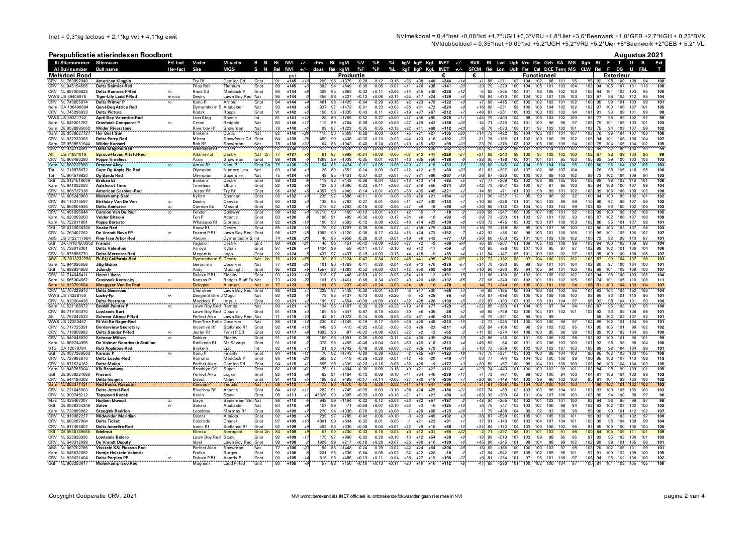Inet = 0,3*kg lactose + 2,1*kg vet + 4,1*kg eiwit

NVImelkdoel = 0,4*Inet +0,08*lvd +4,7*UGH +6,3*VRU +1,8*Uier +3,6*Beenwerk +1,8*GEB +2,7*KGH + 0,23*BVK

NVIdubbeldoel = 0,35*Inet +0,09*lvd +5,2*UGH +5,2*VRU +5,2*Uier +6*Beenwerk +2*GEB + 5,2* VLi

# Perspublicatie stierindexen Roodbont

**Augustus 2021**

| Ki | Stiernummer | Stiernaam | Erf-fact | Vader | M-vader | B N | Bt | NVI | +/- | dtrs | Bt | kgM | %V | %E | %L | kgV | kgE | KgL | INET | +/- | BVK | Bt | Lvd | Ugh | Vru | Gin | Geb | KA | MS | Kgh | Bt | F | T | U | B | Ext |
|---|---|---|---|---|---|---|---|---|---|---|---|---|---|---|---|---|---|---|---|---|---|---|---|---|---|---|---|---|---|---|---|---|---|---|---|---|
| Ai | Bull number | Bull name | Her-fact | Sire | MGS | S N | Rel | NVI | +/- | daus | Rel | kgM | %F | %P | %L | kgF | kgP | KgL | INET | +/- | SFCM | Rel | Lon | Udh | Fer | Cal | DCE | Tem | MS | CLW | Rel | F | DS | U | F&L | T |
| **Melkoel Rood** | | | | | | | | pnt | | **Productie** | | | | | | | | | € | | € | **Functioneel** | | | | | | | | | **Exterieur** | | | | | |
| CRV | NL 763897949 | American Kingpin | | Try Rf | Camion Cd | Gnat | 91 | +145 | +10 | 209 | 96 | +1375 | -0.28 | -0.12 | -0.15 | +35 | +38 | +48 | +244 | +14 | +1 | 85 | +211 | 103 | 104 | 102 | 98 | 101 | 95 | 98 | 92 | 98 | 100 | 108 | 94 | 100 |
| CRV | NL 945194565 | Delta Daimler-Red | | Filou Rdc | Titanium | Gnat | 89 | +145 | +4 | 392 | 94 | +849 | -0.30 | -0.05 | -0.01 | +11 | +26 | +38 | +141 | -20 | -39 | 79 | +220 | 100 | 104 | 105 | 101 | 103 | 104 | 103 | 94 | 105 | 107 | 101 | 110 | 108 |
| CRV | NL 887009822 | Delta Ramses P-Red | PO | Riant Cd | Maddock P | Gnat | 90 | +144 | +8 | 409 | 95 | +963 | -0.32 | +0.11 | +0.05 | +14 | +45 | +48 | +228 | +12 | -5 | 82 | +365 | 104 | 101 | 98 | 105 | 102 | 103 | 106 | 94 | 101 | 103 | 103 | 95 | 100 |
| WWS | US 69405976 | Tiger-Lily Ladd P-Red | BY PO CD | Destry | Lawn Boy Red | Nat | 95 | +144 | -3 | 456 | 98 | +327 | +0.12 | +0.06 | +0.11 | +25 | +17 | +24 | +129 | +6 | -18 | 94 | +470 | 104 | 104 | 102 | 101 | 100 | 103 | 103 | 97 | 98 | 104 | 112 | 95 | 104 |
| CRV | NL 749855974 | Delta Primer P | PO | Kanu P | Arnold | Gnat | 94 | +144 | +4 | 461 | 98 | +1425 | -0.64 | -0.29 | +0.15 | +2 | +23 | +79 | +122 | +9 | +7 | 86 | +415 | 105 | 105 | 102 | 102 | 101 | 102 | 100 | 95 | 99 | 101 | 103 | 99 | 101 |
| Sem | CA 108490894 | Gen-I-Beq Attico Red | | Dymentholm S | Altabaxter | Nat | 93 | +143 | +5 | 937 | 97 | +1472 | -0.31 | -0.23 | +0.05 | +36 | +31 | +72 | +224 | +9 | +16 | 86 | +331 | 98 | 100 | 106 | 104 | 102 | 102 | 97 | 97 | 100 | 106 | 107 | 101 | 105 |
| CRV | NL 745296933 | Delta Picture | | Kodak | Roppa | Gnat | 91 | +142 | +3 | 156 | 96 | +1335 | -0.43 | -0.11 | +0.07 | +19 | +37 | +67 | +212 | +7 | +48 | 87 | +261 | 100 | 103 | 103 | 103 | 103 | 94 | 101 | 91 | 93 | 99 | 101 | 99 | 98 |
| WWS | US 69331742 | April-Day Valentine-Red | | Lion King | Shottle | Int | 81 | +141 | +12 | 28 | 89 | +1765 | -0.52 | -0.27 | +0.00 | +27 | +36 | +80 | +228 | +11 | +44 | 75 | +403 | 104 | 98 | 106 | 102 | 102 | 100 | 99 | 77 | 98 | 99 | 102 | 97 | 99 |
| Sam | NL 649001767 | Grashoek Conqueror P | PO | Creon | Redgold | Nat | 80 | +140 | +17 | 119 | 89 | +764 | -0.08 | +0.02 | +0.08 | +27 | +29 | +42 | +188 | +26 | -14 | 71 | +225 | 104 | 101 | 100 | 96 | 96 | 97 | 106 | 79 | 101 | 105 | 103 | 101 | 103 |
| Sam | DE 0538895062 | Wilder Riverstone | | Riverboy Rf | Snowman | Nat | 78 | +140 | +43 | 89 | 87 | +1223 | -0.35 | -0.35 | +0.13 | +22 | +11 | +68 | +112 | +43 | -8 | 70 | +523 | 108 | 101 | 97 | 102 | 102 | 101 | 103 | 75 | 94 | 103 | 107 | 99 | 102 |
| Sam | DE 0538527727 | Hor Best Sun | | Brekem | Curtis | Nat | 82 | +140 | +26 | 116 | 90 | +669 | -0.28 | -0.03 | -0.04 | +5 | +21 | +27 | +105 | +20 | +14 | 72 | +422 | 99 | 104 | 105 | 107 | 101 | 107 | 103 | 76 | 99 | 104 | 107 | 103 | 106 |
| CRV | NL 937233393 | Delta Perry-Red | | Mirror | Snowfever Cd | Gnat | 84 | +139 | -35 | 459 | 90 | +408 | +0.30 | +0.10 | -0.03 | +44 | +23 | +16 | +192 | -2 | -21 | 76 | +136 | 101 | 102 | 100 | 100 | 99 | 102 | 105 | 94 | 101 | 106 | 106 | 104 | 107 |
| Sam | DE 0538551944 | Wilder Kanheri | | Bolt Rf | Snowman | Nat | 78 | +138 | +22 | 64 | 86 | +1040 | -0.40 | -0.24 | +0.05 | +10 | +15 | +52 | +98 | +20 | -23 | 70 | +376 | 108 | 102 | 105 | 100 | 106 | 94 | 100 | 75 | 104 | 105 | 104 | 102 | 105 |
| CRV | NL 934274061 | Delta Magical-Red | | Whatsapp Rf | Direct | Gnat | 92 | +138 | +31 | 517 | 96 | +576 | -0.30 | +0.00 | +0.00 | +1 | +21 | +26 | +92 | +21 | +63 | 82 | +492 | 96 | 107 | 105 | 114 | 103 | 102 | 102 | 95 | 92 | 89 | 106 | 99 | 99 |
| Alt | US 71631016 | Spruce-Haven Altatd-Red | | Altamerlot | Destry | Nat 2n | 77 | +137 | +0 | 61 | 87 | +999 | +0.24 | +0.08 | -0.05 | +67 | +43 | +41 | +329 | -27 | +21 | 68 | +243 | 98 | 100 | 97 | 102 | 102 | 100 | 102 | 67 | 98 | 99 | 103 | 96 | 99 |
| CRV | NL 868480286 | Poppe Timeless | | Aram | Snowman | Gnat | 98 | +136 | +4 | 1868 | 99 | +1008 | -0.35 | -0.01 | +0.11 | +13 | +35 | +56 | +188 | -6 | +33 | 95 | +196 | 100 | 101 | 101 | 101 | 95 | 103 | 105 | 99 | 99 | 100 | 103 | 103 | 103 |
| Kam | NL 580737950 | Drouner Ahoy | PO | Amax Rf | Kanu P | Gnat Gn | 75 | +136 | -37 | 54 | 85 | +474 | -0.01 | +0.05 | -0.08 | +20 | +21 | +15 | +133 | -32 | -38 | 66 | +345 | 104 | 104 | 99 | 104 | 104 | 95 | 100 | 80 | 96 | 104 | 102 | 105 | 103 |
| Tot | NL 718878672 | Caps Dg Apple Pie Red | | Olympian | Numero Uno | Nat | 69 | +136 | +6 | 26 | 80 | +552 | -0.14 | -0.09 | -0.07 | +12 | +12 | +19 | +80 | +33 | -61 | 63 | +397 | 106 | 107 | 102 | 98 | 107 | 104 | | 76 | 98 | 105 | 116 | 95 | 106 |
| Tot | NL 904579820 | Dg Bardo Red | | Olympian | Supersire | Nat | 75 | +134 | +6 | 49 | 85 | +1431 | -0.07 | -0.21 | +0.01 | +57 | +31 | +66 | +267 | +18 | -26 | 67 | +220 | 105 | 100 | 100 | 89 | 103 | 102 | 99 | 73 | 102 | 104 | 109 | 94 | 103 |
| GGI | DE 0121518649 | Brekan Et | | Brekem | Destry | Gnat | 88 | +133 | +5 | 119 | 93 | +449 | -0.08 | -0.04 | -0.07 | +13 | +13 | +14 | +85 | +5 | +7 | 77 | +266 | 102 | 102 | 106 | 99 | 105 | 105 | 108 | 89 | 98 | 102 | 110 | 101 | 106 |
| Kam | NL 941032083 | Aalshorst Timo | | Timeless | Elburn | Gnat | 82 | +132 | +6 | 109 | 90 | +1080 | -0.23 | +0.11 | +0.06 | +27 | +49 | +55 | +274 | -20 | +42 | 73 | +207 | 102 | 100 | 97 | 97 | 95 | 100 | 95 | 84 | 103 | 100 | 107 | 98 | 104 |
| CRV | NL 866727338 | American Carnival-Red | | Jester Rf | Try Rf | Gnat | 96 | +132 | +5 | 4357 | 98 | +949 | -0.14 | +0.01 | +0.05 | +30 | +35 | +48 | +221 | +2 | -14 | 89 | +71 | 101 | 103 | 98 | 99 | 101 | 102 | 100 | 99 | 106 | 108 | 108 | 102 | 108 |
| CRV | NL 606243869 | Molenkamp Sam | | Kylian | Spencer | Gnat | 93 | +132 | +0 | 235 | 97 | +586 | +0.11 | -0.01 | -0.06 | +36 | +20 | +21 | +164 | -2 | -31 | 90 | +357 | 112 | 95 | 99 | 96 | 92 | 92 | 100 | 94 | 103 | 99 | 102 | 101 | 102 |
| CRV | BE 110373597 | Birthday Van De Ven | CD | Destry | Canvas | Gnat | 90 | +132 | +3 | 138 | 95 | +783 | -0.27 | -0.01 | -0.06 | +11 | +27 | +30 | +143 | +7 | +10 | 86 | +226 | 101 | 101 | 104 | 103 | 99 | 99 | 110 | 90 | 97 | 99 | 107 | 99 | 102 |
| CRV | NL 866605926 | Delta Animator | CD | Camion Cd | Mascol | Gnat | 92 | +132 | +6 | 216 | 97 | +293 | +0.16 | -0.02 | -0.06 | +27 | +9 | +8 | +96 | +0 | +36 | 88 | +132 | 102 | 104 | 104 | 103 | 104 | 99 | 103 | 93 | 96 | 100 | 102 | 106 | 103 |
| CRV | NL 491095644 | Camion Van De Peul | CD | Fender | Goldwyn | Gnat | 98 | +132 | +0 | 19710 | 99 | -169 | +0.12 | +0.01 | +0.01 | +2 | -5 | -7 | -18 | -2 | +28 | 99 | +247 | 106 | 105 | 107 | 105 | 101 | 92 | 103 | 99 | 100 | 98 | 102 | 108 | 105 |
| Kam | NL 620209203 | Velder Bitcoin | | Fun P | Atlantic | Gnat | 83 | +130 | +0 | 106 | 91 | +89 | +0.36 | +0.03 | -0.17 | +34 | +6 | -10 | +93 | -6 | -29 | 73 | +290 | 101 | 103 | 97 | 101 | 102 | 93 | 106 | 87 | 102 | 106 | 107 | 108 | 109 |
| Kam | NL 722011801 | Poppe Borsato | | Whatsapp Rf | Glorious | Gnat | 82 | +129 | -10 | 100 | 90 | +593 | -0.12 | -0.08 | +0.02 | +16 | +14 | +29 | +100 | +0 | +58 | 73 | +475 | 103 | 102 | 100 | 107 | 106 | 103 | 102 | 86 | 95 | 101 | 107 | 98 | 101 |
| GGI | DE 0120838390 | Snake Red | | Snow Rf | Destry | Gnat | 85 | +128 | +6 | 78 | 92 | +1797 | -0.39 | -0.06 | -0.07 | +41 | +58 | +75 | +346 | -15 | +18 | 76 | +178 | 98 | 95 | 105 | 107 | 95 | 100 | 102 | 86 | 103 | 103 | 107 | 96 | 103 |
| CRV | NL 763407762 | De Vrendt Nova PP | PP | Foxtrot P Rf | Lawn Boy Red | Gnat | 96 | +127 | -18 | 1383 | 99 | +1120 | -0.38 | -0.17 | +0.24 | +15 | +24 | +73 | +152 | +3 | +42 | 93 | +36 | 100 | 98 | 103 | 101 | 100 | 105 | 110 | 99 | 101 | 105 | 105 | 107 | 107 |
| ABS | US 3132117064 | Pine-Tree Arbor-Red | | Atwork | Dymentholm S | Int | 74 | +126 | +0 | 40 | 90 | +958 | -0.26 | -0.31 | -0.01 | +19 | +6 | +43 | +77 | -19 | +36 | 60 | +503 | 102 | 101 | 104 | 103 | 106 | 102 | 106 | 72 | 92 | 99 | 110 | 97 | 101 |
| GGI | DK 04181503352 | Francis | | Fageno | Destry | Gint | 80 | +126 | -27 | 40 | 86 | -151 | +0.42 | +0.09 | +0.20 | +27 | +2 | +9 | +68 | -64 | +5 | 69 | +207 | 101 | 108 | 105 | 102 | 108 | 98 | 103 | 84 | 100 | 102 | 109 | 98 | 104 |
| CRV | NL 738918361 | Delta Valentino | | Arroyo | Kylian | Gnat | 97 | +126 | +4 | 1434 | 99 | -59 | +0.11 | +0.17 | -0.10 | +6 | +12 | -11 | +59 | -2 | -13 | 95 | +96 | 105 | 107 | 100 | 95 | 97 | 97 | 102 | 99 | 102 | 101 | 106 | 104 | 106 |
| CRV | NL 875886770 | Delta Mercator-Red | | Megamix | Jego | Gnat | 92 | +124 | +2 | 437 | 97 | +437 | -0.18 | +0.03 | -0.13 | +4 | +18 | +9 | +85 | +4 | +11 | 84 | +147 | 105 | 101 | 100 | 103 | 92 | 97 | 105 | 95 | 100 | 100 | 108 | 105 | 107 |
| ABS | US 3013232758 | Ek-Stj California-Red | | Dymentholm S | Destry | Nat 2n | 76 | +123 | +55 | 33 | 80 | +2124 | -0.47 | -0.34 | -0.02 | +46 | +41 | +95 | +293 | +35 | +12 | 73 | +132 | 98 | 97 | 104 | 100 | 101 | 102 | 103 | 87 | 99 | 104 | 107 | 98 | 103 |
| Sam | NL 944095058 | J&g Gidion | | Geronimo | Observer | Nat | 77 | +123 | -36 | 101 | 86 | +1763 | -0.41 | -0.20 | -0.04 | +38 | +43 | +76 | +279 | -57 | +34 | 70 | +380 | 95 | 98 | 98 | 101 | 101 | 104 | 102 | 80 | 97 | 100 | 104 | 100 | 101 |
| GGI | NL 699834858 | Julandy | | Andy | Moonlight | Gnat | 95 | +123 | +5 | 1557 | 98 | +1389 | -0.52 | +0.00 | -0.01 | +12 | +50 | +62 | +249 | -4 | +10 | 90 | +283 | 99 | 94 | 105 | 94 | 101 | 100 | 102 | 99 | 101 | 103 | 109 | 103 | 107 |
| CRV | NL 714048411 | Horst Libero | | Deluxe P Rf | Fidelity | Gnat | 93 | +123 | -12 | 316 | 97 | +48 | +0.63 | +0.21 | -0.06 | +54 | +19 | -2 | +191 | -15 | -11 | 88 | +100 | 99 | 102 | 101 | 105 | 102 | 102 | 103 | 94 | 98 | 100 | 103 | 105 | 104 |
| Sam | NL 665304567 | Grashoek Kentucky | PO | Kansas P | Badger-Bluff Fa | Nat | 73 | +123 | -27 | 101 | 83 | +1461 | -0.68 | -0.34 | +0.02 | +0 | +20 | +68 | +102 | -65 | -27 | 66 | +340 | 100 | 102 | 101 | 101 | 102 | 105 | 100 | 74 | 101 | 105 | 110 | 108 | 111 |
| Sam | NL 929799654 | Macgyver Van De Peul | | Delegate | Aikman | Nat n | 77 | +123 | +2 | 101 | 85 | -297 | +0.47 | +0.24 | -0.03 | +24 | +8 | -16 | +78 | | -14 | 71 | +244 | 106 | 100 | 100 | 101 | 102 | 94 | 106 | 81 | 100 | 104 | 109 | 104 | 107 |
| CRV | NL 757229910 | Delta Generous | | Cherokee | Lawn Boy Red | Gnat | 93 | +123 | +3 | 228 | 97 | +448 | -0.30 | +0.01 | +0.11 | -6 | +17 | +30 | +66 | +4 | -8 | 89 | +185 | 106 | 104 | 103 | 104 | 103 | 95 | 104 | 93 | 104 | 104 | 102 | 103 | 104 |
| WWS | US 74228150 | Lucky-Pp | PP | Dangie S-Sire J | Mogul | Nat | 80 | +123 | -5 | 79 | 86 | +137 | -0.13 | -0.03 | +0.26 | -5 | +2 | +28 | +6 | +6 | +40 | 67 | +598 | 105 | 105 | 106 | 109 | 108 | 100 | 98 | 86 | 93 | 101 | 110 | 96 | 101 |
| CRV | NL 920204438 | Delta Postman | | Maddock P | Impuls | Gnat | 92 | +121 | +2 | 199 | 97 | +554 | +0.08 | +0.09 | +0.01 | +32 | +28 | +26 | +190 | +5 | -22 | 87 | +193 | 107 | 102 | 98 | 101 | 104 | 97 | 98 | 92 | 98 | 104 | 101 | 99 | 100 |
| Sam | NL 531188672 | Bonhill Painter P | PO | Lawn Boy Red | Ramos | Nat | 89 | +121 | +3 | 134 | 95 | +1167 | -0.35 | -0.28 | +0.25 | +19 | +16 | +77 | +129 | +5 | +22 | 85 | +383 | 101 | 104 | 105 | 97 | 94 | 94 | 100 | 87 | 95 | 103 | 107 | 95 | 100 |
| CRV | BE 719194070 | Lowlands Bart | | Lawn Boy Red | Classic | Gnat | 91 | +119 | +4 | 165 | 96 | +647 | -0.67 | +0.19 | +0.06 | -30 | +6 | +35 | -28 | +2 | +8 | 88 | +739 | 102 | 106 | 104 | 107 | 102 | 101 | 103 | 92 | 93 | 99 | 108 | 98 | 101 |
| Alt | NL 757042533 | Schreur Altaup P-Red | | Perfect Aiko | Lawn Boy Red | Nat | 71 | +118 | -10 | 42 | 81 | +1072 | -0.14 | -0.08 | -0.03 | +35 | +31 | +48 | +214 | -34 | -6 | 75 | +351 | 104 | 99 | 105 | 99 | | | | 68 | 102 | 103 | 107 | 92 | 101 |
| WWS | US 72353457 | Ri-Val-Re Rager-Red | | Pine-Tree Relle | Observer | Nat | 86 | +118 | +14 | 230 | 92 | +1245 | -0.19 | -0.17 | -0.09 | +38 | +29 | +48 | +213 | -15 | -2 | 73 | +245 | 101 | 100 | 103 | 100 | 96 | 97 | 100 | 89 | 102 | 101 | 104 | 96 | 101 |
| CRV | NL 717725391 | Borderview Secretary | | Incentive Rf | Stellando Rf | Gnat | 92 | +118 | +13 | 449 | 96 | -415 | +0.92 | +0.52 | -0.05 | +53 | +26 | -23 | +211 | -3 | -26 | 84 | +106 | 105 | 98 | 99 | 102 | 102 | 95 | 107 | 95 | 105 | 101 | 98 | 102 | 102 |
| CRV | NL 718809982 | Delta Sander P-Red | PO | Jester Rf | Twist P Cd | Gnat | 93 | +117 | +9 | 1893 | 96 | -87 | +0.32 | +0.06 | +0.07 | +22 | +2 | +2 | +55 | -3 | +11 | 85 | +274 | 104 | 108 | 100 | 95 | 96 | 98 | 103 | 99 | 100 | 102 | 104 | 96 | 100 |
| CRV | NL 949046020 | Schreur Milton | CD | Dakker | Fidelity | Gnat | 91 | +116 | -3 | 169 | 96 | +1091 | -0.05 | +0.00 | -0.11 | +44 | +39 | +39 | +264 | -13 | +2 | 86 | -35 | 100 | 101 | 98 | 106 | 100 | 98 | 103 | 92 | 100 | 101 | 96 | 101 | 99 |
| Kam | NL 866744995 | De Volmer Noordesch Stallion | | Stellando Rf | Mr Savage | Gnat | 91 | +116 | +7 | 378 | 96 | +455 | +0.46 | +0.04 | -0.03 | +60 | +20 | +18 | +213 | +4 | +45 | 83 | -64 | 100 | 101 | 103 | 106 | 103 | 100 | 101 | 92 | 98 | 98 | 104 | 100 | 100 |
| STG | CA 12076784 | Ruti Appleboy-Red | | Brekem | Epic | Int | 82 | +116 | +1 | 21 | 90 | +1742 | -0.46 | -0.38 | +0.00 | +32 | +25 | +79 | +193 | +3 | +10 | 73 | +236 | 100 | 102 | 103 | 102 | 107 | 103 | 100 | 88 | 98 | 104 | 104 | 98 | 101 |
| GGI | DE 0537926563 | Kansas P | PO | Kanu P | Fidelity | Gnat | 84 | +116 | -11 | 70 | 92 | +1743 | -0.80 | -0.38 | +0.02 | -2 | +25 | +81 | +123 | -19 | -17 | 75 | +331 | 103 | 102 | 103 | 98 | 104 | 103 | 96 | 85 | 103 | 103 | 103 | 105 | 106 |
| CRV | NL 727986876 | Delta Loader-Red | | Romano | Maddock P | Gnat | 86 | +116 | -23 | 502 | 92 | -418 | +0.39 | +0.26 | -0.01 | +12 | +5 | -20 | +40 | -71 | -36 | 77 | +84 | 102 | 104 | 102 | 100 | 106 | 89 | 106 | 95 | 103 | 107 | 113 | 108 | 113 |
| CRV | NL 871524162 | Delta Maiko | | Perfect Aiko | Camion Cd | Gnat | 94 | +115 | +1 | 555 | 98 | +339 | +0.20 | +0.16 | -0.08 | +32 | +26 | +9 | +177 | +3 | +20 | 89 | +57 | 100 | 99 | 104 | 101 | 100 | 100 | 106 | 96 | 103 | 104 | 104 | 103 | 105 |
| Kam | NL 940765304 | Kik Broadway | | Brooklyn Cd | Super | Gnat | 82 | +115 | -6 | 79 | 91 | +804 | -0.30 | -0.09 | -0.16 | +9 | +21 | +22 | +112 | -1 | +23 | 74 | +223 | 103 | 104 | 100 | 102 | 99 | 101 | 102 | 84 | 98 | 99 | 109 | 101 | 105 |
| GGI | DE 0538324080 | Present | | Perfect Aiko | Logan | Gnat | 82 | +113 | +9 | 62 | 91 | +1184 | -0.13 | -0.09 | -0.10 | +41 | +34 | +45 | +239 | +11 | +1 | 73 | +97 | 100 | 99 | 102 | 100 | 94 | 100 | 104 | 81 | 103 | 104 | 103 | 99 | 103 |
| CRV | NL 544196209 | Delta Insignia | | Direct | Mitey | Gnat | 91 | +113 | +5 | 198 | 96 | +499 | -0.17 | +0.14 | -0.05 | +37 | +30 | +18 | +206 | +7 | +20 | 86 | +148 | 104 | 100 | 99 | 96 | 102 | 103 | 95 | 91 | 101 | 99 | 100 | 103 | 102 |
| Sam | NL 893371431 | Red Rocks Rasputin | | Kansas P | Tequila | Nat n | 68 | +113 | -8 | 18 | 80 | +1070 | -0.40 | -0.26 | -0.02 | +11 | +14 | +47 | +95 | | +1 | 61 | +296 | 102 | 104 | 103 | 104 | 100 | 100 | 100 | 66 | 102 | 101 | 102 | 102 | 102 |
| CRV | NL 721645003 | Delta Jetski-Red | | Riverboy Rf | Atlantic | Gnat | 84 | +112 | +11 | 282 | 91 | +745 | +0.05 | -0.03 | -0.10 | +38 | +24 | +25 | +186 | +21 | -107 | 74 | +83 | 103 | 103 | 98 | 104 | 101 | 103 | 103 | 93 | 100 | 105 | 105 | 100 | 103 |
| CRV | NL 399745212 | Topspeed Kodak | | Kevin | Stadel | Gnat | 98 | +111 | +1 | 43626 | 99 | +305 | +0.09 | +0.00 | +0.10 | +21 | +11 | +22 | +96 | +0 | +63 | 99 | +399 | 104 | 101 | 104 | 107 | 108 | 100 | 103 | 99 | 94 | 100 | 98 | 97 | 96 |
| Mas | NL 429467307 | Huijben Elwood | CD | Elayo | September Stor | Nat | 96 | +110 | +9 | 949 | 99 | +1194 | -0.32 | -0.12 | +0.03 | +23 | +32 | +57 | +197 | -3 | +48 | 94 | +265 | 104 | 102 | 101 | 102 | 101 | 100 | 92 | 94 | 96 | 96 | 99 | 97 | 96 |
| GGI | DE 0536354246 | Salve | BY | Sahara | Altabaxter | Nat | 84 | +110 | +9 | 107 | 89 | -71 | +0.69 | +0.07 | +0.10 | +53 | +3 | +5 | +125 | +10 | +6 | 75 | +47 | 103 | 103 | 107 | 106 | 98 | 94 | 102 | 83 | 102 | 103 | 102 | 100 | 102 |
| Kam | NL 733889062 | Steegink Redrion | | Leonidas | Marmax Rf | Gnat | 88 | +109 | +9 | 270 | 94 | +1336 | -0.70 | -0.20 | +0.08 | -7 | +29 | +68 | +125 | +26 | -1 | 79 | +438 | 104 | 99 | 92 | 98 | 98 | 99 | | 90 | 99 | 101 | 112 | 102 | 107 |
| CRV | NL 919082227 | Midwolder Meridian | | Dexter | Altaota | Gnat | 92 | +109 | +5 | 239 | 97 | +785 | -0.42 | -0.06 | +0.10 | -3 | +23 | +45 | +102 | +3 | -38 | 87 | +590 | 102 | 105 | 101 | 105 | 100 | 101 | 98 | 93 | 101 | 103 | 102 | 97 | 100 |
| CRV | NL 680287904 | Delta Ticket | | Colorado | Chanel | Gnat | 97 | +109 | +10 | 4801 | 99 | +604 | -0.32 | -0.01 | -0.05 | -1 | +21 | +23 | +91 | +1 | -17 | 91 | +148 | 106 | 103 | 104 | 107 | 104 | 103 | 100 | 99 | 98 | 104 | 108 | 99 | 104 |
| CRV | NL 917455807 | Delta Innerfire-Red | | Ironic Rf | Stellando Rf | Gnat | 92 | +109 | +6 | 492 | 96 | +336 | +0.08 | -0.04 | +0.01 | +22 | +9 | +16 | +88 | -16 | +24 | 84 | +172 | 104 | 103 | 100 | 106 | 102 | 95 | 97 | 95 | 100 | 100 | 105 | 104 | 103 |
| GGI | DE 0538189666 | Edelmut | | Elimau | Sterngold | Gnat 2n | 84 | +109 | +9 | 67 | 90 | +730 | -0.33 | -0.16 | -0.03 | +3 | +12 | +31 | +65 | +22 | -2 | 71 | +297 | 106 | 101 | 102 | 91 | 98 | | 100 | 84 | 105 | 105 | 111 | 101 | 109 |
| CRV | NL 525933935 | Lowlands Bolero | | Lawn Boy Red | Stadel | Gnat | 92 | +109 | -17 | 175 | 97 | +988 | -0.62 | -0.26 | +0.10 | -13 | +12 | +54 | +38 | -13 | -13 | 89 | +510 | 107 | 103 | 99 | 95 | 95 | 95 | 97 | 93 | 95 | 103 | 106 | 101 | 103 |
| CRV | NL 543312099 | De Vrendt Deputy | | Ideal | Lawn Boy Red | Gnat | 98 | +108 | +2 | 1928 | 99 | +217 | +0.18 | +0.26 | +0.07 | +25 | +30 | +16 | +180 | +6 | +45 | 96 | +245 | 101 | 98 | 104 | 98 | 99 | 102 | 102 | 99 | 99 | 101 | 105 | 98 | 101 |
| ABS | NL 969702786 | Visstein K&I Picasso Red | | Perfect Aiko | Snowman | Nat | 77 | +106 | -23 | 50 | 86 | +1448 | -0.24 | -0.29 | -0.02 | +42 | +24 | +64 | +206 | -20 | -13 | 69 | +185 | 100 | 103 | 102 | 97 | 98 | | 103 | 70 | 102 | 105 | 101 | 99 | 101 |
| Kam | NL 548632682 | Huntje Holstein Valentia | | Fraiko | Burgos | Gnat | 90 | +106 | +6 | 201 | 96 | +536 | -0.64 | -0.08 | +0.02 | -32 | +12 | +26 | -10 | -2 | +7 | 84 | +542 | 105 | 105 | 102 | 105 | 98 | 101 | 97 | 91 | 97 | 100 | 102 | 103 | 102 |
| CRV | NL 928631494 | Delta Perplex PP | PP | Deluxe P Rf | Asterix P | Gnat | 90 | +105 | +4 | 516 | 95 | +486 | +0.19 | +0.11 | -0.04 | +38 | +27 | +19 | +196 | -22 | +5 | 81 | +254 | 101 | 97 | 96 | 101 | 106 | 97 | 106 | 94 | 95 | 102 | 108 | 100 | 104 |
| GGI | NL 966250617 | Molenkamp Isco Red | | Magnum | Ladd P-Red | Gint | 80 | +105 | +9 | 57 | 88 | +150 | +0.16 | +0.13 | +0.11 | +20 | +16 | +16 | +112 | +8 | -47 | 69 | +280 | 101 | 100 | 102 | 100 | 104 | 97 | 105 | 81 | 101 | 103 | 105 | 105 | 106 |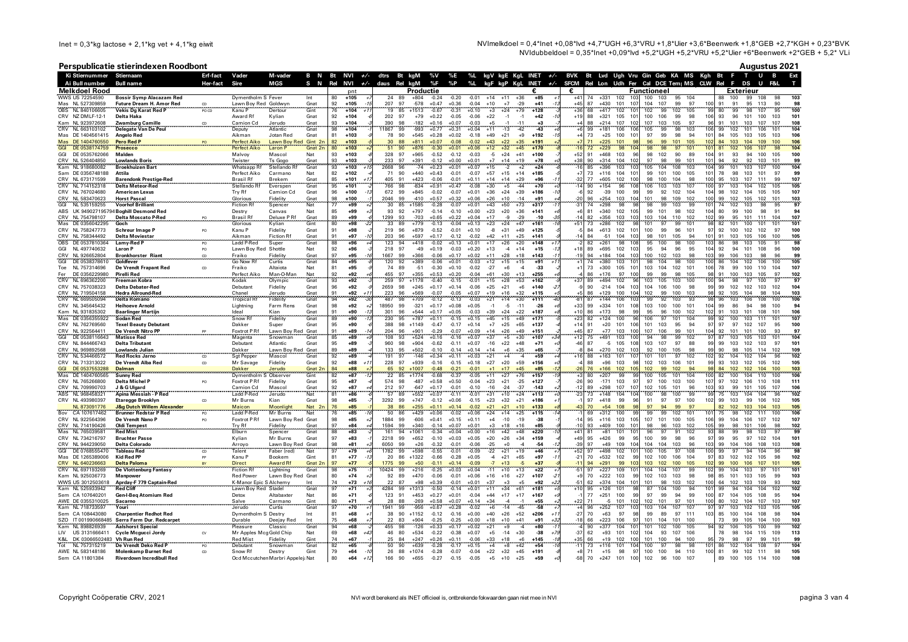Inet = 0,3*kg lactose + 2,1*kg vet + 4,1*kg eiwit

NVImelkdoel = 0,4*Inet +0,08*lvd +4,7*UGH +6,3*VRU +1,8*Uier +3,6*Beenwerk +1,8*GEB +2,7*KGH + 0,23*BVK
NVIdubbeldoel = 0,35*Inet +0,09*lvd +5,2*UGH +5,2*VRU +5,2*Uier +6*Beenwerk +2*GEB + 5,2* VLi

## Perspublicatie stierindexen Roodbont

**Augustus 2021**

| Ki Stiernummer | Stiernaam | Erf-fact | Vader | M-vader | B N | Bt | NVI | +/- | dtrs | Bt | kgM | %V | %E | %L | kgV | kgE | KgL | INET | +/- | BVK | Bt | Lvd | Ugh | Vru | Gin | Geb | KA | MS | Kgh | Bt | F | T | U | B | Ext |
|---|---|---|---|---|---|---|---|---|---|---|---|---|---|---|---|---|---|---|---|---|---|---|---|---|---|---|---|---|---|---|---|---|---|---|---|
| Ai Bull number | Bull name | Her-fact | Sire | MGS | S N | Rel | NVI | +/- | daus | Rel | kgM | %F | %P | %L | kgF | kgP | KgL | INET | +/- | SFCM | Rel | Lon | Udh | Fer | Cal | DCE | Temp | MS | CLW | Rel | F | DS | U | F&L | T |
| **Melkdoel Rood** | | | | | | | pnt | | **Productie** | | | | | | | | | € | | € | **Functioneel** | | | | | | | | | **Exterieur** | | | | | |
| WWS US 72254590 | Bossir Symp Alacazam Red | | Dymentholm S | Fever | Int | 80 | +105 | +7 | 24 | 89 | +804 | -0.24 | -0.20 | -0.01 | +14 | +11 | +36 | +85 | | +41 | 74 | +331 | 102 | 103 | 100 | 103 | 95 | 104 | | 88 | 100 | 99 | 108 | 98 | 103 |
| Mas NL 527309859 | Future Dream H. Amor Red | CD | Lawn Boy Red | Goldwyn | Gnat | 92 | +105 | -15 | 207 | 97 | -578 | +0.47 | +0.36 | -0.04 | +10 | +7 | -29 | +41 | -13 | +45 | 87 | +430 | 101 | 107 | 104 | 107 | 99 | 97 | 100 | 91 | 91 | 95 | 113 | 90 | 98 |
| OBS NL 840106605 | Vekis Dg Karat Red P | PO CD | Kanu P | Dertour | Gint | 76 | +104 | +11 | 19 | 85 | +1513 | -0.67 | -0.31 | +0.10 | +3 | +24 | +79 | +128 | | +36 | 68 | +417 | 102 | 101 | 102 | 99 | 102 | 105 | 99 | 80 | 99 | 98 | 107 | 95 | 100 |
| CRV NZ DMLF-12-1 | Delta Haka | | Award Rf | Kylian | Gnat | 92 | +104 | -6 | 202 | 97 | +79 | +0.22 | -0.05 | -0.06 | +22 | -1 | -1 | +42 | -10 | +19 | 88 | +321 | 105 | 101 | 100 | 106 | 99 | 98 | 106 | 93 | 96 | 101 | 100 | 103 | 101 |
| Kam NL 923972608 | Zwamburg Camille | CD | Camion Cd | Jerudo | Gnat | 93 | +104 | -4 | 390 | 98 | -182 | +0.16 | +0.07 | -0.03 | +5 | -1 | -11 | +3 | | +4 | 88 | +214 | 107 | 102 | 107 | 103 | 105 | 97 | 96 | 91 | 101 | 103 | 107 | 107 | 108 |
| CRV NL 663103102 | Delegate Van De Peul | | Deputy | Atlantic | Gnat | 98 | +104 | | 11867 | 99 | -993 | +0.77 | +0.31 | +0.04 | +11 | -13 | -42 | -43 | +6 | +6 | 99 | +181 | 106 | 106 | 105 | 99 | 98 | 103 | 106 | 99 | 102 | 101 | 106 | 101 | 104 |
| Mas DE 1404561415 | Angelo Red | | Aikman | Jotan Red | Gnat | 81 | +103 | -2 | 78 | 90 | +545 | +0.28 | +0.02 | -0.18 | +49 | +21 | +9 | +192 | -15 | +4 | 73 | +25 | 100 | 101 | 97 | 99 | 98 | 94 | 101 | 84 | 105 | 103 | 105 | 103 | 106 |
| Mas DE 1404760550 | Pero Red P | PO | Perfect Aiko | Lawn Boy Red | Gnt 2n | 82 | +103 | | 30 | 88 | +811 | +0.07 | -0.08 | -0.02 | +43 | +22 | +35 | +191 | | +7 | 71 | +225 | 101 | 98 | 96 | 99 | 101 | 105 | 102 | 84 | 103 | 104 | 109 | 100 | 106 |
| GGI DE 0538174759 | Prosecco | | Perfect Aiko | Laron P | Gnat 2n | 80 | +103 | -2 | 51 | 90 | +876 | -0.30 | +0.01 | +0.06 | +12 | +32 | +45 | +170 | -5 | -16 | 72 | +229 | 98 | 104 | 98 | 98 | 97 | 101 | 101 | 81 | 102 | 106 | 107 | 98 | 104 |
| GGI DE 0535762066 | Malden | | Malvoy | Mascol | Nat | 93 | +103 | -6 | 328 | 97 | +965 | -0.52 | -0.12 | -0.03 | -5 | +24 | +41 | +100 | | +52 | 91 | +468 | 103 | 96 | 98 | 102 | 90 | 89 | 104 | 91 | 93 | 94 | 100 | 105 | 100 |
| CRV NL 526404850 | Lowlands Boris | | Twister | Ts Gogo | Gnat | 93 | +103 | | 233 | 97 | +391 | -0.12 | +0.00 | +0.01 | +7 | +14 | +19 | +78 | | +38 | 90 | +314 | 104 | 102 | 97 | 98 | 99 | 101 | 101 | 94 | 92 | 92 | 103 | 101 | 99 |
| Kam NL 918680082 | Broekhuizen Bart | | Whatsapp Rf | Stellando Rf | Gnat | 93 | +103 | +5 | 2668 | 96 | -74 | +0.23 | +0.01 | +0.07 | +15 | -2 | +2 | +24 | | -16 | 85 | +396 | 103 | 103 | 105 | 104 | 108 | 103 | 104 | 99 | 101 | 103 | 107 | 100 | 104 |
| Sam DE 0356748188 | Attila | | Perfect Aiko | Carmano | Nat | 82 | +102 | | 71 | 90 | +440 | +0.43 | -0.01 | -0.07 | +57 | +15 | +14 | +185 | | +7 | 73 | +116 | 104 | 101 | 99 | 101 | 100 | 105 | 101 | 78 | 98 | 103 | 101 | 97 | 99 |
| CRV NL 673171599 | Barendonk Prestige-Red | | Brasil Rf | Brekem | Gnat | 85 | +101 | +17 | 405 | 91 | +423 | -0.06 | -0.01 | +0.11 | +14 | +14 | +29 | +96 | -11 | -32 | 77 | +605 | 102 | 100 | 98 | 100 | 104 | 98 | 100 | 95 | 103 | 107 | 111 | 99 | 107 |
| CRV NL 714152318 | Delta Meteor-Red | | Stellando Rf | Everspen | Gnat | 95 | +101 | -3 | 766 | 98 | -834 | +0.91 | +0.47 | -0.08 | +30 | +5 | -44 | +70 | | -14 | 90 | +154 | 96 | 108 | 106 | 103 | 103 | 107 | 100 | 97 | 103 | 104 | 102 | 105 | 105 |
| CRV NL 767024680 | American Lexus | | Try Rf | Camion Cd | Gnat | 96 | +100 | -13 | 672 | 99 | +845 | -0.02 | -0.07 | +0.01 | +36 | +24 | +39 | +186 | -10 | -6 | 92 | -39 | 100 | 99 | 99 | 92 | 102 | 104 | 100 | 98 | 102 | 104 | 105 | 105 | 107 |
| CRV NL 583470623 | Horst Pascal | | Glorious | Fidelity | Gnat | 98 | +100 | | 2046 | 99 | -410 | +0.57 | +0.32 | +0.06 | +26 | +10 | -14 | +91 | | -20 | 96 | +254 | 103 | 104 | 101 | 98 | 109 | 102 | 100 | 99 | 102 | 105 | 102 | 101 | 103 |
| GGI NL 535159255 | Voorhof Brilliant | | Fiction Rf | Spencer | Nat | 77 | +99 | -2 | 30 | 85 | +1585 | -0.28 | -0.07 | +0.01 | +43 | +50 | +73 | +317 | -11 | -31 | 74 | +298 | 98 | 98 | 98 | 99 | 103 | 99 | 101 | 74 | 102 | 103 | 98 | 95 | 97 |
| ABS UK 949027195794 | Boghill Desmond Red | | Destry | Canvas | Nat | 85 | +99 | +3 | 93 | 92 | +797 | -0.14 | -0.10 | +0.00 | +23 | +20 | +36 | +141 | | +6 | 81 | +340 | 102 | 105 | 99 | 101 | 98 | 102 | 104 | 80 | 99 | 100 | 98 | 91 | 94 |
| CRV NL 754798107 | Delta Moscato P-Red | PO | Brasil Rf | Deluxe P Rf | Gnat | 89 | +99 | | 1299 | 93 | -703 | +0.65 | +0.22 | +0.04 | +17 | -9 | -29 | -10 | -35 | -14 | 82 | +356 | 103 | 103 | 103 | 104 | 110 | 102 | 102 | 99 | 95 | 101 | 111 | 104 | 107 |
| Mas DE 0356042295 | Goch | | Glorious | Kylian | Gint | 80 | +98 | -22 | 33 | 89 | +779 | -0.13 | -0.04 | +0.13 | +23 | +24 | +47 | +161 | -16 | +51 | 73 | +286 | 102 | 98 | 101 | 97 | 99 | 101 | 98 | 82 | 101 | 100 | 101 | 101 | 101 |
| CRV NL 758247773 | Schreur Image P | PO | Kanu P | Fidelity | Gnat | 91 | +98 | | 219 | 96 | +879 | -0.52 | -0.01 | +0.10 | -8 | +31 | +49 | +125 | -5 | -5 | 84 | +613 | 102 | 101 | 100 | 99 | 96 | 101 | 97 | 92 | 100 | 102 | 102 | 97 | 100 |
| CRV NL 758344492 | Delta Moviestar | | Aikman | Fiction Rf | Gnat | 91 | +97 | -10 | 203 | 96 | +697 | +0.17 | -0.12 | -0.02 | +42 | +11 | +25 | +141 | -3 | -14 | 84 | -51 | 104 | 103 | 98 | 101 | 105 | 94 | 101 | 91 | 103 | 105 | 106 | 100 | 105 |
| OBS DE 0537810364 | Lamy-Red P | PO | Ladd P-Red | Super | Gnat | 88 | +96 | +4 | 123 | 94 | +418 | -0.02 | +0.13 | +0.01 | +17 | +26 | +20 | +148 | +17 | -2 | 82 | +261 | 98 | 108 | 95 | 100 | 98 | 100 | 103 | 86 | 98 | 103 | 105 | 91 | 98 |
| GGI NL 497740632 | Laron P | PO | Lawn Boy Red | Shottle | Nat | 92 | +96 | -3 | 218 | 97 | -49 | +0.19 | -0.03 | +0.20 | +13 | -4 | +14 | +15 | -13 | +18 | 89 | +695 | 102 | 103 | 95 | 94 | 96 | 95 | 104 | 92 | 94 | 101 | 108 | 96 | 100 |
| CRV NL 926652804 | Bronkhorster Riant | CD | Fraiko | Fidelity | Gnat | 97 | +96 | -15 | 1667 | 99 | +366 | -0.06 | +0.17 | +0.02 | +11 | +28 | +18 | +143 | -11 | -19 | 94 | +184 | 104 | 103 | 100 | 102 | 103 | 98 | 103 | 99 | 106 | 103 | 98 | 96 | 99 |
| GGI DE 0538378610 | Goldfever | | Go Now Rf | Curtis | Gnat | 84 | +95 | -6 | 120 | 92 | +389 | -0.06 | -0.01 | -0.03 | +12 | +15 | +15 | +91 | +11 | +1 | 74 | +380 | 103 | 101 | 98 | 104 | 98 | 100 | 100 | 86 | 104 | 102 | 106 | 100 | 105 |
| Toe NL 757314696 | De Vrendt Frapant Red | CD | Fraiko | Altaiota | Nat | 81 | +95 | -8 | 74 | 89 | -51 | -0.30 | +0.10 | -0.02 | -27 | +6 | -4 | -33 | -2 | +1 | 73 | +300 | 105 | 101 | 103 | 104 | 102 | 101 | 106 | 78 | 99 | 100 | 110 | 104 | 107 |
| Fer DE 0356229980 | Pirelli Red | | Perfect Aiko | Man-O-Man | Nat | 92 | +92 | -6 | 455 | 97 | +355 | +0.53 | +0.20 | -0.04 | +61 | +30 | +13 | +255 | -6 | +6 | 86 | +176 | 97 | 100 | 99 | 99 | 98 | 105 | 98 | 91 | 100 | 103 | 105 | 97 | 102 |
| CRV NL 698362200 | Freeman Kobra | | Kodak | Olympic | Gnat | 93 | +92 | -2 | 259 | 97 | +1178 | -0.40 | -0.15 | -0.01 | +15 | +28 | +53 | +162 | | +37 | 89 | +494 | 102 | 96 | 103 | 105 | 103 | 100 | 100 | 94 | 98 | 97 | 100 | 97 | 97 |
| CRV NL 757038323 | Delta Debater-Red | | Debutant | Fidelity | Gnat | 96 | +92 | | 2659 | 98 | +245 | +0.17 | +0.14 | -0.06 | +25 | +21 | +6 | +140 | -27 | -9 | 90 | -214 | 104 | 103 | 104 | 106 | 100 | 98 | 99 | 99 | 102 | 102 | 103 | 102 | 104 |
| CRV NL 719504158 | Hedra Allround-Red | | Chanel | Jerudo | Gnat | 91 | +92 | +11 | 223 | 96 | +569 | -0.07 | -0.05 | +0.07 | +19 | +16 | +32 | +115 | | +5 | 86 | +129 | 100 | 104 | 102 | 99 | 100 | 103 | 98 | 92 | 105 | 104 | 98 | 104 | 103 |
| CRV NL 669505094 | Delta Romano | | Tropical Rf | Fidelity | Gnat | 94 | +92 | -30 | 487 | 98 | +709 | -0.12 | -0.13 | -0.03 | +21 | +14 | +30 | +111 | -40 | -81 | 87 | +144 | 106 | 103 | 99 | 92 | 103 | 93 | 98 | 96 | 103 | 106 | 108 | 100 | 106 |
| CRV NL 345645432 | Heihoeve Arnold | | Lightning | Farm Rens | Gnat | 98 | +92 | | 18950 | 99 | -321 | +0.17 | +0.08 | +0.05 | -1 | -5 | -11 | -26 | +6 | +33 | 99 | +334 | 101 | 108 | 103 | 100 | 100 | 101 | 104 | 99 | 86 | 94 | 98 | 100 | 94 |
| Kam NL 931835302 | Baarlinger Martijn | | Ideal | Kian | Gnat | 91 | +90 | -13 | 301 | 96 | +544 | +0.17 | +0.05 | -0.03 | +39 | +24 | +22 | +187 | +8 | +10 | 86 | +173 | 98 | 99 | 95 | 96 | 99 | 100 | 102 | 91 | 103 | 101 | 108 | 101 | 106 |
| Mas DE 0356355922 | Sodan Red | | Snow Rf | Fidelity | Gnat | 89 | +90 | -13 | 230 | 95 | +787 | +0.11 | -0.15 | +0.15 | +46 | +15 | +49 | +171 | -5 | +23 | 82 | +124 | 100 | 96 | 106 | 97 | 101 | 104 | 99 | 92 | 100 | 103 | 111 | 101 | 107 |
| CRV NL 762769560 | Texel Beauty Debutant | | Dakker | Super | Gnat | 95 | +90 | | 388 | 98 | +1149 | -0.47 | -0.17 | +0.14 | +7 | +25 | +65 | +137 | -4 | +14 | 91 | +20 | 101 | 106 | 101 | 103 | 95 | 94 | 97 | 97 | 97 | 102 | 107 | 95 | 100 |
| CRV NL 922564411 | De Vrendt Nitro PP | PP | Foxtrot P Rf | Lawn Boy Red | Gnat | 91 | +89 | -14 | 204 | 96 | +901 | -0.29 | -0.07 | +0.09 | +14 | +26 | +49 | +151 | -2 | +45 | 87 | +77 | 103 | 100 | 107 | 106 | 99 | 101 | 104 | 92 | 101 | 101 | 100 | 93 | 97 |
| GGI DE 0538116643 | Matisse Red | | Magenta | Snowman | Gnat | 85 | +89 | -9 | 108 | 93 | +524 | +0.16 | -0.16 | +0.07 | +37 | +5 | +30 | +107 | +34 | +12 | 75 | +491 | 103 | 100 | 94 | 98 | 99 | 102 | 97 | 87 | 103 | 105 | 103 | 101 | 104 |
| CRV NL 844466743 | Delta Tributant | | Debutant | Atlantic | Gnat | 95 | +89 | -3 | 960 | 98 | +964 | -0.62 | -0.11 | +0.07 | -16 | +22 | +48 | +71 | +0 | -46 | 87 | -5 | 105 | 108 | 103 | 107 | 97 | 88 | 99 | 99 | 103 | 102 | 103 | 97 | 101 |
| CRV NL 969892568 | Lowlands Julian | | Dakker | Lawn Boy Red | Gnat | 89 | +89 | -4 | 133 | 95 | +502 | -0.10 | -0.14 | +0.14 | +14 | +6 | +35 | +65 | | -8 | 84 | +270 | 102 | 103 | 92 | 100 | 105 | 98 | 99 | 90 | 98 | 105 | 114 | 102 | 109 |
| CRV NL 534466572 | Red Rocks Jarno | CD | Sgt Pepper | Mascol | Gnat | 92 | +89 | -5 | 191 | 97 | -146 | +0.34 | +0.11 | +0.03 | +21 | +4 | -4 | +59 | +4 | +16 | 88 | +163 | 101 | 107 | 101 | 101 | 97 | 102 | 102 | 92 | 104 | 102 | 104 | 96 | 102 |
| CRV NL 713313022 | De Vrendt Alba Red | CD | Mr Savage | Fidelity | Gnat | 92 | +88 | +11 | 228 | 97 | +939 | -0.16 | -0.15 | +0.18 | +27 | +20 | +59 | +156 | +0 | -4 | 88 | +96 | 103 | 98 | 102 | 103 | 106 | 101 | 99 | 93 | 103 | 102 | 105 | 105 | 105 |
| GGI DE 0537553288 | Dalman | | Dakker | Jerudo | Gnat 2n | 84 | +88 | -7 | 65 | 92 | +1007 | -0.48 | -0.21 | -0.01 | +1 | +17 | +45 | +85 | -12 | -26 | 76 | +166 | 102 | 105 | 102 | 99 | 102 | 94 | 98 | 84 | 102 | 102 | 104 | 100 | 103 |
| Mas DE 1404760565 | Sunny Red | | Dymentholm S | Observer | Gint | 82 | +87 | -12 | 22 | 85 | +1774 | -0.68 | -0.37 | -0.05 | +11 | +27 | +76 | +157 | -19 | +3 | 80 | +207 | 99 | 99 | 100 | 105 | 101 | 104 | 100 | 82 | 100 | 104 | 110 | 100 | 106 |
| CRV NL 765266800 | Delta Michel P | PO | Foxtrot P Rf | Fidelity | Gnat | 95 | +87 | -4 | 574 | 98 | -487 | +0.58 | +0.50 | -0.04 | +23 | +21 | -25 | +127 | | -26 | 90 | -171 | 103 | 97 | 97 | 100 | 103 | 100 | 107 | 97 | 102 | 106 | 110 | 108 | 111 |
| CRV NL 709990703 | J & G Ulgard | | Camion Cd | Mascol | Gnat | 92 | +87 | -4 | 212 | 97 | -647 | +0.17 | -0.01 | -0.16 | -16 | -24 | -37 | -143 | +2 | -12 | 89 | +298 | 107 | 102 | 105 | 101 | 96 | 96 | 103 | 93 | 99 | 101 | 105 | 107 | 106 |
| ABS NL 968458321 | Apina Messiah - P Red | | Ladd P-Red | Lawn Boy Red | Nat | 81 | +86 | -6 | 57 | 89 | +552 | +0.07 | -0.11 | -0.01 | +31 | +10 | +24 | +113 | | -23 | 73 | +148 | 104 | 104 | 100 | 98 | 100 | 99 | 99 | 75 | 103 | 104 | 104 | 96 | 102 |
| CRV NL 493980397 | Etaregge Brooklyn | CD | Mr Burns | Kian | Gnat | 98 | +85 | | 3292 | 99 | +747 | -0.12 | +0.06 | -0.15 | +23 | +32 | +21 | +186 | +1 | -1 | 97 | +418 | 99 | 96 | 91 | 97 | 97 | 100 | 102 | 99 | 103 | 99 | 106 | 102 | 103 |
| NL 973091776 | J&G Dutch Willem Alexander | | Maicon | Moonlight | Nat 2n | 76 | +85 | | 38 | 86 | +255 | +0.11 | +0.14 | -0.02 | +21 | +21 | +10 | +133 | +4 | -43 | 70 | +54 | 108 | 98 | 97 | 94 | 99 | 97 | | 82 | 102 | 103 | 104 | 103 | 105 |
| Bov CA 107617462 | Brunner Redstar P Red | PO | Ladd P-Red | Mr Burns | Nat | 76 | +85 | -16 | 50 | 86 | +429 | +0.06 | -0.02 | +0.06 | +24 | +14 | +25 | +115 | | -11 | 69 | +312 | 100 | 98 | 99 | 99 | 102 | 101 | 97 | 75 | 98 | 102 | 111 | 108 | 106 |
| CRV NL 922564396 | De Vrendt Nano P | PO | Foxtrot P Rf | Lawn Boy Red | Gnat | 98 | +85 | | 1884 | 99 | -606 | +0.41 | +0.15 | +0.11 | +4 | -10 | -19 | -38 | | -14 | 95 | +116 | 103 | 105 | 107 | 101 | 100 | 105 | 106 | 99 | 104 | 106 | 107 | 102 | 107 |
| CRV NL 714190426 | Oldi Tempest | | Try Rf | Fidelity | Gnat | 97 | +84 | +4 | 1594 | 99 | +340 | -0.14 | +0.07 | +0.01 | +3 | +18 | +16 | +85 | | -10 | 93 | +409 | 100 | 101 | 98 | 96 | 103 | 102 | 105 | 99 | 98 | 101 | 106 | 98 | 102 |
| Mas NL 705039581 | Red Mist | | Elburn | Spencer | Gnat | 88 | +83 | -2 | 161 | 94 | +1061 | -0.34 | -0.04 | +0.00 | +16 | +42 | +48 | +220 | -10 | +41 | 81 | -81 | 101 | 101 | 96 | 97 | 91 | 102 | 93 | 88 | 99 | 98 | 103 | 97 | 99 |
| CRV NL 734216797 | Bruchter Passe | | Mr Burns | Kylian | Gnat | 97 | +83 | -1 | 2218 | 99 | +652 | -0.10 | +0.03 | +0.05 | +20 | +26 | +34 | +159 | -4 | +49 | 95 | +426 | 99 | 95 | 100 | 99 | 98 | 96 | 97 | 97 | 95 | 97 | 102 | 104 | 101 |
| CRV NL 944239050 | Delta Colorado | | Arroyo | Lawn Boy Red | Gnat | 98 | +81 | +3 | 6050 | 99 | +26 | -0.32 | -0.01 | -0.06 | -25 | +0 | -4 | -54 | -12 | -39 | 97 | +49 | 109 | 104 | 104 | 103 | 103 | 96 | 103 | 99 | 104 | 106 | 108 | 103 | 108 |
| GGI DE 0768555470 | Tableau Red | CD | Talent | Faber (red) | Nat | 97 | +79 | -6 | 1782 | 99 | +598 | -0.55 | -0.01 | -0.09 | -22 | +21 | +19 | +46 | +4 | +52 | 97 | +498 | 102 | 101 | 100 | 105 | 97 | 108 | 100 | 99 | 97 | 94 | 104 | 96 | 98 |
| Mas DE 1265389006 | Kid Red PP | PP | Kanu P | Boxkem | Gint | 81 | +77 | -3 | 20 | 86 | +1322 | -0.66 | -0.28 | +0.05 | -4 | +21 | +65 | +97 | -11 | -21 | 70 | +532 | 102 | 99 | 102 | 100 | 106 | 104 | 97 | 83 | 102 | 102 | 105 | 98 | 102 |
| CRV NL 640236663 | Delta Paloma | RY | Direct | Award Rf | Gnat 2n | 97 | +77 | -5 | 1775 | 99 | +50 | -0.11 | +0.14 | -0.09 | -7 | +13 | -5 | +37 | -6 | -11 | 94 | +291 | 99 | 103 | 103 | 102 | 100 | 105 | 100 | 99 | 100 | 106 | 107 | 101 | 105 |
| CRV NL 697193269 | De Vlottenburg Fantasy | | Fiction Rf | Lightning | Gnat | 98 | +75 | -1 | 10424 | 99 | +216 | -0.25 | +0.03 | +0.04 | -11 | +10 | +13 | +22 | +2 | -51 | 97 | +227 | 109 | 101 | 104 | 104 | 107 | 99 | 102 | 99 | 104 | 103 | 97 | 101 | 101 |
| Kam NL 925036773 | Manpower | | Red Power | Lawn Boy Red | Gnat | 80 | +74 | +3 | 92 | 89 | +470 | -0.06 | -0.01 | +0.06 | +16 | +16 | +27 | +107 | -21 | +9 | 70 | +222 | 103 | 99 | 102 | 103 | 103 | 98 | 98 | 85 | 101 | 103 | 105 | 99 | 103 |
| WWS US 3012503618 | Apraday-F 779 Captain-Red | | K-Manor Epic S | Alchemy | Int | 74 | +73 | +16 | 22 | 87 | +98 | +0.39 | -0.01 | +0.01 | +37 | +3 | +5 | +92 | +22 | -51 | 62 | +374 | 104 | 101 | 101 | 98 | 103 | 102 | 100 | 64 | 102 | 103 | 109 | 93 | 102 |
| Kam NL 525933942 | Red Cliff | | Lawn Boy Red | Stadel | Gnat | 97 | +71 | +3 | 4284 | 99 | +1313 | -0.50 | -0.14 | +0.01 | +11 | +34 | +61 | +181 | | +10 | 95 | +126 | 101 | 98 | 87 | 104 | 100 | 94 | 101 | 99 | 94 | 104 | 104 | 102 | 102 |
| Sem CA 107640201 | Gen-I-Beq Atomium Red | | Detox | Altabaxter | Nat | 86 | +71 | -4 | 123 | 91 | +863 | +0.27 | +0.01 | -0.04 | +44 | +17 | +17 | +167 | | -1 | 77 | +251 | 100 | 99 | 97 | 99 | 94 | 99 | 104 | 87 | 104 | 105 | 108 | 97 | 104 |
| AWE DE 0355310025 | Sacarno | | Salve | Carmano | Gint | 80 | +71 | | 28 | 88 | -269 | +0.58 | +0.07 | +0.14 | +34 | -4 | -1 | +55 | +2 | +22 | 71 | -5 | 101 | 102 | 101 | 97 | 101 | 100 | | 80 | 102 | 104 | 107 | 103 | 107 |
| Sem CA 108443080 | Charpentier Redhot Red | | Dymentholm S | Destry | Gnat | 81 | +68 | | 38 | 90 | +1152 | -0.12 | -0.16 | +0.00 | +40 | +26 | +52 | +206 | +11 | -27 | 70 | +63 | 97 | 98 | 99 | 89 | 97 | 111 | 103 | 85 | 100 | 104 | 108 | 99 | 104 |
| SZO IT 001990668485 | Serra Farm Dur. Redcarpet | | Durable | Deejay Red | Int | 75 | +68 | | 22 | 83 | +904 | -0.25 | -0.25 | +0.00 | +18 | +10 | +41 | +91 | +32 | -18 | 66 | +223 | 106 | 97 | 101 | 104 | 101 | 100 | | 73 | 99 | 105 | 104 | 100 | 103 |
| Kam NL 898826939 | Aalshorst Special | | Pleasure | Classic | Gnat | 94 | +68 | -8 | 455 | 98 | -126 | +0.33 | +0.17 | +0.02 | +21 | +9 | -4 | +80 | -11 | +9 | 90 | +377 | 104 | 101 | 102 | 100 | 105 | 94 | 92 | 91 | 102 | 105 | 100 | 99 | 101 |
| LIV US 3131666411 | Cycle Mcgucci Jordy | CV | Mr Apples Mcg | Gold Chip | Nat | 69 | +68 | +43 | 46 | 80 | +534 | -0.22 | -0.38 | +0.07 | +5 | -14 | +30 | -38 | +79 | -37 | 62 | +93 | 101 | 102 | 104 | 93 | 107 | 106 | | 78 | 98 | 104 | 115 | 109 | 113 |
| K&L DK 03066502483 | Vh Run Red | | Red Mist | Fidelity | Gint | 74 | +67 | -7 | 25 | 84 | +247 | +0.26 | +0.11 | -0.06 | +33 | +18 | +6 | +145 | -18 | +35 | 66 | +19 | 102 | 100 | 101 | 100 | 94 | 100 | | 79 | 98 | 97 | 99 | 101 | 99 |
| Tot NL 757315219 | De Vrendt Deko Red P | PO | Debutant | Snowman | Gnat | 82 | +65 | -3 | 50 | 90 | +639 | -0.28 | -0.17 | +0.15 | +4 | +8 | +42 | +54 | -16 | -11 | 73 | +116 | 101 | 100 | 97 | 98 | 98 | 101 | 98 | 86 | 102 | 104 | 108 | 97 | 104 |
| AWE NL 583148186 | Molenkamp Burnet Red | CD | Snow Rf | Destry | Gint | 79 | +64 | -10 | 26 | 88 | +1074 | -0.28 | -0.07 | -0.04 | +22 | +32 | +45 | +191 | | +8 | 71 | +15 | 98 | 97 | 100 | 100 | 94 | 110 | 100 | 81 | 99 | 102 | 111 | 98 | 105 |
| Sem CA 11801384 | Riverdown Incredibull Red | | Ocd Mccutchen | Marbri Appelejack | Nat | 80 | +64 | +12 | 166 | 90 | +655 | -0.27 | -0.15 | -0.05 | +5 | +10 | +25 | +59 | +0 | -58 | 70 | +247 | 101 | 100 | 102 | 96 | 100 | 107 | | 89 | 100 | 105 | 114 | 100 | 108 |

NVI wordt berekend als INET officieel is, ontbrekende fokwaarden gaan niet mee in NVI

Copyright Coöperatie CRV, 2021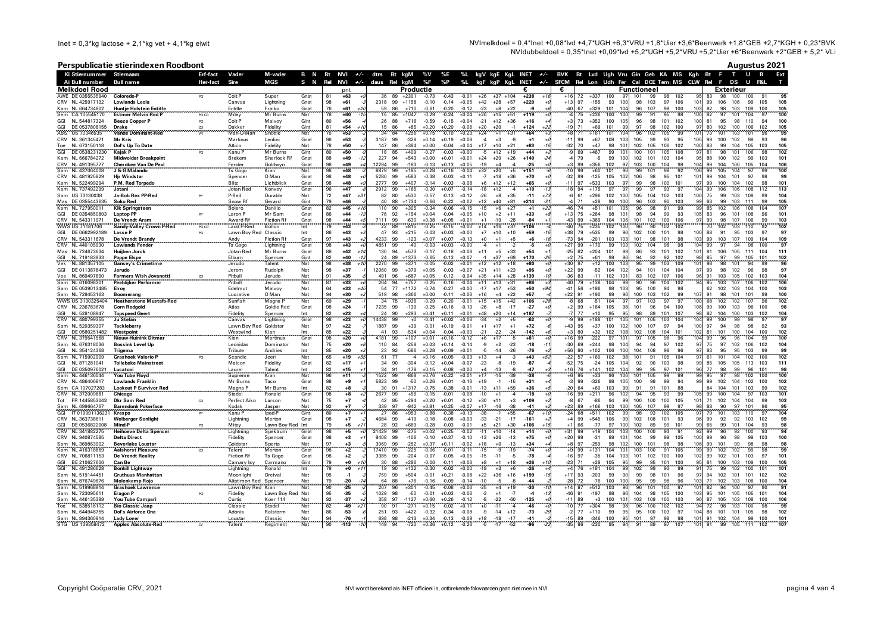Inet = 0,3*kg lactose + 2,1*kg vet + 4,1*kg eiwit

NVImelkdoel = 0,4*Inet +0,08*lvd +4,7*UGH +6,3*VRU +1,8*Uier +3,6*Beenwerk +1,8*GEB +2,7*KGH + 0,23*BVK

NVIdubbeldoel = 0,35*Inet +0,09*lvd +5,2*UGH +5,2*VRU +5,2*Uier +6*Beenwerk +2*GEB + 5,2* VLi

# Perspublicatie stierindexen Roodbont

## Augustus 2021

| Ki | Stiernummer | Stiernaam | Erf-fact | Vader | M-vader | B N | Bt | NVI | +/- | dtrs | Bt | kgM | %V | %E | %L | kgV | kgE | KgL | INET | +/- | BVK | Bt | Lvd | Ugh | Vru | Gin | Geb | KA | MS | Kgh | Bt | F | T | U | B | Ext |
|---|---|---|---|---|---|---|---|---|---|---|---|---|---|---|---|---|---|---|---|---|---|---|---|---|---|---|---|---|---|---|---|---|---|---|---|---|
| Ai | Bull number | Bull name | Her-fact | Sire | MGS | S N | Rel | NVI | +/- | daus | Rel | kgM | %F | %P | %L | kgF | kgP | KgL | INET | +/- | SFCM | Rel | Lon | Udh | Fer | Cal | DCE | Tem | MS | CLW | Rel | F | DS | U | F&L | T |
| **Melkdoel Rood** | | | | | | | | pnt | | **Productie** | | | | | | | | | € | | € | | **Functioneel** | | | | | | | | **Exterieur** | | | | | |
| AWE | DE 0355535940 | Coloredo-P | PO | Colt P | Super | Gnat | 81 | +63 | +9 | 36 | 89 | +2301 | -0.73 | -0.43 | -0.01 | +26 | +37 | +104 | +238 | +16 | +16 | 72 | +337 | 100 | 97 | 101 | 99 | 98 | 102 | 95 | 83 | 98 | 100 | 100 | 91 | 95 |
| CRV | NL 425917132 | Lowlands Leola | | Canvas | Lightning | Gnat | 98 | +61 | -3 | 2318 | 99 | +1158 | -0.10 | -0.14 | +0.05 | +42 | +28 | +57 | +220 | -4 | +13 | 97 | -155 | 93 | 100 | 98 | 103 | 97 | 106 | 101 | 99 | 106 | 106 | 99 | 105 | 105 |
| Kam | NL 664734802 | Huntje Holstein Entitle | | Entitle | Fraiko | Gnat | 76 | +61 | +20 | 59 | 86 | +710 | -0.61 | -0.20 | -0.12 | -23 | +8 | +22 | -9 | +6 | -40 | 67 | +329 | 101 | 104 | 96 | 107 | 98 | 100 | 103 | 82 | 98 | 103 | 109 | 100 | 105 |
| Sem | CA 105545170 | Estmer Melvin Red P | PO CD | Mitey | Mr Burns | Nat | 78 | +60 | -15 | 15 | 85 | +1047 | -0.29 | -0.24 | +0.04 | +20 | +15 | +51 | +119 | -7 | -4 | 75 | +236 | 100 | 100 | 99 | 91 | 95 | 98 | 100 | 82 | 97 | 101 | 104 | 97 | 100 |
| GGI | NL 544817324 | Beeze Copper P | PO | Colt P | Malvoy | Gint | 80 | +56 | -4 | 26 | 88 | +716 | -0.59 | -0.15 | +0.04 | -21 | +12 | +36 | +16 | -4 | +3 | 73 | +352 | 100 | 105 | 96 | 98 | 101 | 102 | 100 | 81 | 95 | 98 | 110 | 94 | 100 |
| GGI | DE 0537808155 | Drake | CD | Dakker | Fidelity | Gint | 81 | +54 | +10 | 15 | 86 | +85 | +0.20 | +0.20 | -0.06 | +20 | +20 | -1 | +124 | +22 | -19 | 71 | +69 | 101 | 99 | 97 | 98 | 102 | 100 | 97 | 80 | 102 | 100 | 106 | 102 | 105 |
| AWS | US 70385035 | Vande Dominant-Red | VR | Mont-O-Man | Shottle | Nat | 75 | +53 | | 24 | 84 | +254 | +0.15 | +0.15 | -0.02 | +24 | +19 | +11 | +64 | | +8 | 73 | +161 | 101 | 101 | 96 | 102 | 105 | 99 | 101 | 73 | 101 | 103 | 101 | 98 | 99 |
| CRV | NL 361345471 | Mr Kris | | Martinus | Lentini | Gnat | 98 | +53 | -3 | 3187 | 99 | -328 | +0.14 | +0.19 | +0.08 | -4 | +3 | -9 | +1 | +0 | -11 | 99 | +67 | 108 | 103 | 105 | 99 | 93 | 95 | 105 | 99 | 100 | 102 | 98 | 93 | 96 |
| Toe | NL 673150118 | Dol's Up To Date | | Attico | Fidelity | Nat | 78 | +50 | +7 | 147 | 86 | +384 | +0.00 | -0.04 | +0.04 | +17 | +10 | +21 | +83 | -5 | -32 | 70 | +47 | 98 | 101 | 102 | 105 | 106 | 102 | 100 | 83 | 99 | 104 | 105 | 103 | 105 |
| GGI | DE 0538231230 | Kajak P | PO | Kanu P | Mr Burns | Gint | 80 | +50 | -8 | 18 | 85 | +409 | -0.27 | -0.03 | +0.00 | -5 | +12 | +19 | +44 | -2 | -9 | 69 | +467 | 99 | 101 | 100 | 101 | 105 | 108 | 97 | 81 | 98 | 101 | 106 | 98 | 102 |
| Kam | NL 666784272 | Midwolder Breakpoint | | Brekem | Sherlock Rf | Gnat | 88 | +49 | -12 | 227 | 94 | +543 | +0.00 | +0.01 | +0.01 | +24 | +20 | +26 | +140 | -24 | -4 | 79 | -5 | 99 | 100 | 102 | 101 | 103 | 104 | 95 | 88 | 100 | 102 | 99 | 103 | 101 |
| CRV | NL 491395777 | Cherokee Van De Peul | | Fender | Goldwyn | Gnat | 98 | +49 | +4 | 12294 | 99 | -183 | -0.13 | +0.13 | +0.05 | -19 | +4 | -4 | -25 | +0 | +3 | 99 | +356 | 102 | 97 | 103 | 100 | 104 | 98 | 104 | 99 | 104 | 100 | 105 | 104 | 106 |
| Sam | NL 437064008 | J & G Malando | | Ts Gogo | Kian | Nat | 98 | +48 | -2 | 8879 | 99 | +185 | +0.28 | +0.16 | -0.04 | +32 | +20 | +5 | +151 | | -10 | 99 | +60 | 101 | 96 | 99 | 101 | 98 | 92 | 106 | 99 | 105 | 104 | 97 | 99 | 100 |
| Sem | NL 481925829 | Hjr Windstar | | Spencer | O Man | Gnat | 98 | +48 | +0 | 5280 | 99 | +583 | -0.38 | -0.03 | +0.11 | -7 | +18 | +36 | +70 | +0 | -32 | 99 | -125 | 105 | 102 | 106 | 98 | 95 | 101 | 101 | 99 | 104 | 101 | 97 | 98 | 99 |
| Kam | NL 522499294 | P.M. Red Torpedo | | Blitz | Lichtblick | Gnat | 98 | +48 | +9 | 2777 | 99 | +407 | -0.14 | -0.03 | -0.08 | +6 | +12 | +12 | +65 | +0 | -11 | 97 | +533 | 103 | 97 | 99 | 98 | 100 | 101 | 97 | 99 | 100 | 104 | 102 | 98 | 101 |
| Kam | NL 737482299 | Jotani | | Jotan Red | Konvoy | Gnat | 96 | +47 | +8 | 2912 | 99 | +165 | -0.30 | +0.07 | -0.14 | -18 | +12 | -4 | +10 | -13 | -18 | 94 | +175 | 97 | 97 | 99 | 97 | 93 | 97 | 104 | 99 | 106 | 106 | 108 | 112 | 113 |
| Sam | US 73130038 | Ja-Bob Rex PP-Red | PP | P-Red | Durable | Nat | 72 | +47 | +37 | 82 | 80 | +530 | -0.57 | -0.13 | +0.12 | -26 | +8 | +35 | -11 | +73 | -6 | 61 | +296 | 102 | 100 | 105 | 104 | 102 | 103 | 100 | 75 | 99 | 103 | 108 | 99 | 104 |
| Mas | DE 0355443635 | Soko Red | | Snow Rf | Gerard | Gint | 79 | +46 | | 40 | 88 | +1734 | -0.66 | -0.22 | +0.02 | +12 | +40 | +81 | +214 | -31 | -4 | 71 | +28 | 90 | 100 | 96 | 103 | 90 | 103 | 99 | 83 | 93 | 103 | 111 | 99 | 105 |
| Sam | NL 727950011 | Kik Springsteen | | Bolero | Danillo | Gnat | 82 | +45 | +18 | 110 | 90 | +305 | -0.34 | -0.06 | +0.15 | -15 | +6 | +22 | +1 | | -46 | 74 | +51 | 101 | 105 | 96 | 98 | 91 | 99 | 104 | 85 | 102 | 106 | 106 | 104 | 107 |
| GGI | DE 0354850803 | Laptop PP | PP | Laron P | Mr Sam | Gint | 86 | +44 | -13 | 76 | 92 | +154 | +0.04 | -0.04 | +0.05 | +10 | +2 | +11 | +33 | +8 | +13 | 75 | +264 | 98 | 101 | 98 | 94 | 99 | 93 | 105 | 83 | 96 | 101 | 108 | 96 | 101 |
| CRV | NL 543311971 | De Vrendt Aram | | Award Rf | Fiction Rf | Gnat | 98 | +44 | +5 | 7111 | 99 | -630 | +0.38 | +0.05 | +0.01 | +1 | -19 | -28 | -84 | +1 | -43 | 99 | +369 | 104 | 106 | 101 | 102 | 109 | 106 | 97 | 99 | 98 | 107 | 106 | 99 | 103 |
| WWS | US 71181706 | Sandy-Valley Crown P-Red | PO CD | Ladd P-Red | Bolton | Int | 79 | +43 | -3 | 22 | 89 | +815 | -0.25 | -0.15 | +0.00 | +14 | +16 | +37 | +106 | | -40 | 75 | +235 | 102 | 100 | 96 | 90 | 102 | 102 | | 70 | 102 | 103 | 110 | 92 | 102 |
| Sam | NL 662952189 | Lasse P | PO | Mitey | Classic | Int | 86 | +43 | | 47 | 93 | +215 | -0.03 | +0.03 | +0.00 | +7 | +10 | +10 | +59 | -15 | -38 | 79 | +535 | 99 | 96 | 102 | 100 | 101 | 98 | 100 | 88 | 91 | 95 | 103 | 97 | 97 |
| CRV | NL 543311678 | De Vrendt Brandy | | Andy | Fiction Rf | Gnat | 97 | +43 | +2 | 4233 | 99 | -123 | +0.07 | +0.07 | +0.13 | +0 | +1 | +5 | +6 | -16 | -73 | 94 | -201 | 103 | 103 | 101 | 98 | 101 | 98 | 103 | 99 | 103 | 107 | 109 | 104 | 109 |
| CRV | NL 440105930 | Lowlands Fender | | Ts Gogo | Lightning | Gnat | 98 | +43 | +0 | 4851 | 99 | -40 | -0.03 | +0.03 | +0.00 | -4 | +1 | -2 | -5 | +0 | +27 | 99 | +170 | 99 | 103 | 102 | 104 | 98 | 98 | 104 | 99 | 97 | 94 | 98 | 100 | 97 |
| Mas | NL 724673634 | Huijben Jorck | | Jotan Red | Mr Burns | Gnat | 88 | +42 | +14 | 130 | 94 | +573 | -0.17 | -0.18 | +0.08 | +11 | +5 | +33 | +54 | +1 | -25 | 82 | +204 | 101 | 99 | 86 | 93 | 101 | 102 | 101 | 91 | 106 | 105 | 111 | 104 | 111 |
| GGI | NL 719183933 | Poppe Elspe | | Elburn | Spencer | Gint | 82 | +40 | -12 | 24 | 89 | +1373 | -0.65 | -0.13 | +0.07 | -1 | +37 | +69 | +170 | -25 | +2 | 75 | +61 | 99 | 96 | 94 | 92 | 92 | 102 | 98 | 85 | 97 | 99 | 105 | 101 | 102 |
| Vek | NL 881357105 | Gansey's Crimetime | | Jerudo | Talent | Nat | 98 | +38 | +10 | 2270 | 99 | +371 | -0.05 | -0.02 | +0.01 | +12 | +12 | +18 | +80 | +0 | +30 | 97 | +12 | 100 | 103 | 95 | 99 | 103 | 109 | 101 | 98 | 98 | 101 | 94 | 99 | 96 |
| GGI | DE 0113878473 | Jerudo | | Jerom | Rudolph | Nat | 98 | +37 | +0 | 12060 | 99 | +379 | +0.05 | -0.03 | +0.07 | +21 | +11 | +23 | +96 | +0 | +22 | 99 | -52 | 104 | 102 | 94 | 101 | 104 | 104 | 97 | 99 | 98 | 102 | 96 | 98 | 97 |
| Ves | NL 869497890 | Farmers Wish Jovanotti | CD | Pitbull | Jerudo | Nat | 91 | +35 | -5 | 491 | 96 | +687 | +0.05 | -0.12 | -0.04 | +35 | +14 | +28 | +139 | -10 | -36 | 83 | -11 | 102 | 101 | 83 | 102 | 107 | 106 | 96 | 91 | 103 | 105 | 102 | 103 | 104 |
| Sam | NL 616098301 | Peeldijker Performer | | Pitbull | Jerudo | Nat | 87 | +33 | | 264 | 94 | +757 | -0.25 | -0.16 | -0.04 | +11 | +13 | +31 | +86 | +3 | -40 | 79 | +138 | 104 | 99 | 90 | 96 | 104 | 102 | 94 | 85 | 103 | 107 | 106 | 102 | 106 |
| Sam | DE 0539013485 | Elroy | | Edelmut | Malvoy | Nat | 64 | +33 | +45 | 54 | 77 | +1145 | -0.74 | -0.27 | +0.00 | -17 | +17 | +53 | +50 | +94 | -41 | 56 | +186 | 98 | 103 | 95 | 100 | 94 | 98 | | 62 | 102 | 103 | 104 | 100 | 103 |
| Sam | NL 729453163 | Boomerang | | Lucrative | O Man | Nat | 94 | +30 | +2 | 519 | 98 | +366 | +0.00 | -0.11 | +0.06 | +16 | +4 | +22 | +57 | -0 | +22 | 91 | +190 | 99 | 96 | 100 | 103 | 102 | 99 | 107 | 91 | 98 | 101 | 101 | 99 | 100 |
| WWS | US 3130325404 | Heatherstone Mustafa-Red | | Sunfish | Magna P | Nat | 69 | +29 | | 34 | 75 | +836 | -0.29 | -0.20 | -0.01 | +15 | +15 | +42 | +106 | +28 | -8 | 68 | -51 | 104 | 97 | 97 | 103 | 97 | 97 | 100 | 68 | 102 | 102 | 107 | 96 | 102 |
| Sam | NL 236783678 | Corn Redgold | | Atlas | Goldie Red | Gnat | 98 | +24 | | 7235 | 99 | -139 | -0.25 | +0.16 | -0.13 | -26 | +8 | -17 | -27 | +0 | +2 | 99 | +164 | 105 | 98 | 101 | 96 | 94 | 100 | 106 | 99 | 100 | 103 | 96 | 100 | 98 |
| GGI | NL 528108947 | Topspeed Geert | | Fidelity | Spencer | Int | 82 | +23 | +4 | 24 | 90 | +293 | +0.41 | +0.11 | +0.01 | +48 | +20 | +14 | +187 | | -7 | 77 | +10 | 95 | 95 | 98 | 89 | 101 | 107 | 98 | 82 | 104 | 100 | 103 | 102 | 104 |
| CRV | NL 480799355 | Ju Stefan | | Canvas | Lightning | Gnat | 98 | +23 | +0 | 14438 | 99 | +0 | -0.41 | +0.02 | +0.06 | -34 | +2 | +5 | -62 | +0 | +9 | 99 | +188 | 101 | 105 | 101 | 105 | 103 | 104 | 104 | 99 | 100 | 99 | 98 | 97 | 97 |
| Sam | NL 520359307 | Tackleberry | | Lawn Boy Red | Goldstar | Nat | 97 | +22 | +2 | 1887 | 99 | +39 | -0.01 | +0.19 | -0.01 | +1 | +17 | +1 | +72 | | +43 | 95 | +37 | 100 | 102 | 100 | 107 | 97 | 94 | 100 | 97 | 94 | 98 | 98 | 92 | 93 |
| GGI | DE 0580251482 | Westpoint | | Westwind | Kian | Int | 85 | +22 | | 41 | 93 | -534 | +0.04 | -0.04 | +0.00 | -21 | -22 | -24 | -142 | +8 | +3 | 80 | +32 | 102 | 108 | 102 | 108 | 104 | 101 | 102 | 81 | 101 | 100 | 104 | 100 | 102 |
| CRV | NL 379541568 | Nieuw-Huinink Ditmar | | Kian | Martinus | Gnat | 98 | +20 | +0 | 4181 | 99 | +107 | +0.01 | +0.16 | -0.12 | +6 | +17 | -5 | +81 | +0 | +16 | 99 | -222 | 97 | 101 | 97 | 105 | 96 | 96 | 104 | 99 | 96 | 96 | 104 | 99 | 100 |
| Sam | NL 676318036 | Bossink Level Up | | Leonidas | Dominator | Nat | 75 | +20 | +6 | 110 | 84 | -258 | +0.03 | +0.14 | -0.14 | -9 | +2 | -23 | -18 | -11 | -30 | 69 | +244 | 98 | 104 | 94 | 94 | 97 | 102 | 97 | 75 | 97 | 102 | 106 | 102 | 104 |
| GGI | NL 354124368 | Trigema | | Tribute | Andries | Int | 85 | +20 | | 23 | 92 | -586 | +0.28 | +0.09 | +0.01 | -5 | -14 | -26 | -76 | +2 | +56 | 80 | +102 | 106 | 100 | 104 | 108 | 98 | 96 | 97 | 83 | 95 | 95 | 103 | 99 | 99 |
| Sam | NL 715902909 | Grashoek Valerio P | PO | Scandic | Joeri | Nat | 65 | +19 | +55 | 61 | 77 | -4 | +0.16 | +0.06 | -0.03 | +13 | +4 | -3 | +43 | +52 | -22 | 57 | +160 | 102 | 98 | 101 | 91 | 105 | 104 | 97 | 61 | 101 | 104 | 102 | 100 | 102 |
| GGI | NL 871281041 | Tollebeke Mainstreet | | Maicon | Fidelity | Gnat | 82 | +17 | | 34 | 90 | -304 | -0.12 | +0.04 | -0.07 | -23 | -8 | -19 | -87 | | -52 | 75 | -24 | 105 | 104 | 92 | 90 | 103 | 98 | 99 | 85 | 105 | 105 | 113 | 103 | 111 |
| GGI | DE 0350976021 | Lucatoni | | Laurel | Talent | Int | 82 | +15 | | 34 | 91 | -178 | +0.15 | -0.08 | +0.00 | +4 | -13 | -8 | -47 | | +16 | 76 | +141 | 102 | 104 | 99 | 95 | 97 | 101 | 96 | 77 | 98 | 99 | 96 | 101 | 98 |
| Sam | NL 446136044 | You Tube Floyd | | Supreme | Kian | Nat | 96 | +11 | -3 | 1522 | 99 | -868 | +0.76 | +0.22 | +0.01 | +17 | -15 | -39 | -38 | -5 | +6 | 95 | +33 | 96 | 106 | 101 | 105 | 99 | 99 | 99 | 95 | 97 | 98 | 102 | 100 | 100 |
| CRV | NL 486406817 | Lowlands Franklin | | Mr Burns | Taco | Gnat | 98 | +9 | | 5823 | 99 | -50 | +0.26 | -0.01 | -0.16 | +19 | -1 | -15 | +31 | +4 | +9 | 99 | -326 | 98 | 105 | 100 | 98 | 99 | 94 | 99 | 99 | 102 | 104 | 102 | 100 | 102 |
| Sem | CA 107027283 | Lookout P Survivor Red | | Magna P | Mr Burns | Int | 82 | +8 | | 30 | 91 | +1317 | -0.75 | -0.38 | -0.01 | -13 | +11 | +59 | +36 | +5 | -20 | 64 | +60 | 103 | 99 | 91 | 91 | 101 | 88 | | 84 | 104 | 101 | 103 | 99 | 102 |
| CRV | NL 372009881 | Chicago | | Stadel | Ronald | Gnat | 98 | +8 | +2 | 2677 | 99 | +56 | -0.15 | -0.01 | -0.08 | -10 | +1 | -4 | -18 | +0 | -16 | 99 | +211 | 96 | 102 | 94 | 95 | 93 | 99 | 105 | 99 | 100 | 104 | 97 | 103 | 101 |
| Tot | FR 1445853043 | Dkr Sam Red | CD | Perfect Aiko | Larson | Nat | 75 | +7 | | 42 | 85 | +294 | +0.20 | +0.01 | -0.12 | +30 | +11 | +3 | +109 | | -8 | 67 | -86 | 94 | 99 | 100 | 100 | 100 | 105 | 101 | 71 | 102 | 104 | 104 | 99 | 103 |
| Sam | NL 699664767 | Barendonk Pokerface | | Poker | Jasper | Nat | 92 | +7 | | 339 | 97 | -942 | +0.81 | +0.25 | +0.07 | +17 | -16 | -38 | -41 | +2 | +23 | 89 | +166 | 103 | 100 | 105 | 107 | 99 | 97 | 98 | 88 | 90 | 97 | 101 | 96 | 95 |
| GGI | IT 019991136231 | Krespo | PP | Kanu P | Ipod-P | Gint | 80 | +7 | | 27 | 86 | +953 | -0.88 | -0.38 | +0.13 | -38 | -1 | +55 | -67 | +10 | -24 | 68 | +511 | 102 | 99 | 98 | 93 | 102 | 105 | 97 | 79 | 101 | 103 | 110 | 97 | 104 |
| CRV | NL 363738611 | Welberger Sonlight | | Lightning | Merton | Gnat | 98 | +7 | | 4684 | 99 | -419 | -0.18 | +0.08 | +0.03 | -33 | -21 | -17 | -161 | | +4 | 99 | +545 | 106 | 99 | 102 | 108 | 101 | 93 | 96 | 99 | 92 | 92 | 103 | 102 | 99 |
| GGI | DE 0536822008 | Mind-P | PO | Mitey | Lawn Boy Red | Int | 79 | +5 | +11 | 28 | 92 | +669 | -0.28 | -0.03 | -0.01 | +5 | +21 | +30 | +106 | +7 | +1 | 66 | -77 | 97 | 100 | 102 | 89 | 99 | 101 | 99 | 65 | 99 | 101 | 104 | 93 | 98 |
| CRV | NL 341882275 | Heihoeve Delta Spencer | | Lightning | Spektrum | Gnat | 98 | +5 | +0 | 21429 | 99 | -275 | +0.02 | +0.25 | -0.02 | -11 | +10 | -14 | +14 | +0 | +31 | 99 | +19 | 104 | 103 | 100 | 100 | 93 | 91 | 92 | 99 | 96 | 92 | 100 | 93 | 94 |
| CRV | NL 940874585 | Delta Direct | | Fidelity | Spencer | Gnat | 98 | +5 | | 9408 | 99 | -106 | -0.10 | +0.37 | -0.10 | -13 | +26 | -13 | +75 | +0 | +20 | 99 | -31 | 89 | 101 | 104 | 99 | 99 | 105 | 100 | 99 | 96 | 98 | 99 | 103 | 100 |
| Sam | NL 369863902 | Beverlake Loustar | | Goldstar | Sparta | Nat | 97 | +3 | +3 | 3069 | 99 | -252 | +0.37 | +0.11 | -0.02 | +18 | +0 | -13 | +34 | +4 | +8 | 97 | -259 | 98 | 102 | 100 | 101 | 98 | 98 | 106 | 99 | 101 | 99 | 98 | 98 | 98 |
| Sam | NL 416318869 | Aalshorst Pleasure | CD | Talent | Merton | Gnat | 98 | +2 | | 17410 | 99 | -225 | -0.06 | -0.01 | -0.11 | -15 | -9 | -19 | -74 | +0 | +9 | 99 | +131 | 104 | 101 | 103 | 100 | 91 | 105 | 99 | 99 | 102 | 102 | 99 | 98 | 99 |
| CRV | NL 706811153 | De Vrendt Reality | | Fiction Rf | Ts Gogo | Gnat | 98 | +2 | +0 | 3385 | 99 | -204 | -0.07 | -0.05 | +0.05 | -15 | -11 | -5 | -78 | | -16 | 97 | -35 | 104 | 103 | 101 | 102 | 100 | 100 | 102 | 99 | 100 | 103 | 99 | 97 | 101 |
| GGI | BE 210627606 | Can Be | | Camary Isy | Carmano | Gint | 79 | +0 | +10 | 30 | 88 | +286 | -0.06 | -0.11 | +0.06 | +8 | +1 | +18 | +26 | +10 | -23 | 71 | +28 | 105 | 95 | 99 | 95 | 101 | 100 | 95 | 81 | 100 | 103 | 109 | 100 | 105 |
| GGI | NL 491286628 | Bonhill Lightway | | Lightning | Ronald | Int | 79 | +0 | +11 | 19 | 90 | +132 | -0.30 | -0.02 | +0.00 | -19 | +3 | +6 | -26 | +4 | +4 | 76 | +181 | 104 | 99 | 102 | 99 | 93 | 99 | 91 | 75 | 99 | 102 | 100 | 101 | 101 |
| Sam | NL 519143445 | Gruthuus Manhattan | | Moonlight | Orcival | Nat | 95 | -1 | -3 | 759 | 99 | +504 | +0.01 | +0.21 | -0.08 | +22 | +36 | +16 | +199 | -15 | +17 | 93 | -203 | 99 | 99 | 98 | 101 | 96 | 97 | | 94 | 102 | 101 | 101 | 102 | 102 |
| Sam | NL 876749676 | Molenkamp Rojo | | Altatimon Red | Spencer | Nat | 79 | -20 | -14 | 64 | 88 | +76 | -0.16 | -0.09 | -0.14 | -10 | -5 | -8 | -44 | | -28 | 72 | -76 | 100 | 100 | 95 | 99 | 98 | 96 | 103 | 71 | 102 | 103 | 106 | 100 | 104 |
| Sam | NL 519968914 | Grashoek Lawrence | | Lawn Boy Red | Lian | Nat | 90 | -25 | | 207 | 96 | +301 | -0.45 | -0.08 | +0.06 | -25 | +4 | +19 | -30 | | +14 | 87 | +512 | 103 | 96 | 101 | 100 | 97 | 101 | | 82 | 94 | 100 | 97 | 97 | 99 |
| Sam | NL 723095611 | Eragon P | PO | Fidelity | Lawn Boy Red | Nat | 95 | -35 | -5 | 1029 | 98 | -50 | -0.01 | +0.03 | -0.06 | -3 | +1 | -7 | -4 | -13 | -46 | 91 | -197 | 98 | 96 | 104 | 98 | 105 | 100 | 103 | 95 | 101 | 105 | 105 | 101 | 104 |
| Sam | NL 446135993 | You Tube Campari | | Curtis | Koer 114 | Nat | 92 | -37 | +2 | 358 | 97 | -1127 | +0.60 | +0.26 | -0.12 | -8 | -22 | -60 | -125 | +0 | -11 | 89 | +3 | 100 | 101 | 103 | 109 | 100 | 103 | 96 | 87 | 105 | 103 | 108 | 100 | 106 |
| Toe | NL 538516112 | Bio Classic Jaap | | Classic | Stadel | Nat | 82 | -49 | +21 | 90 | 91 | -271 | +0.15 | -0.02 | +0.11 | +0 | -11 | -4 | -46 | | -10 | 77 | +304 | 98 | 98 | 96 | 100 | 102 | 102 | 94 | 72 | 98 | 103 | 100 | 98 | 99 |
| Sam | NL 644948755 | Dol's Airforce One | | Adonis | Ralstorm | Nat | 86 | -53 | -6 | 251 | 93 | +422 | -0.32 | -0.34 | -0.08 | -9 | -14 | +12 | -73 | -29 | -2 | 77 | +110 | 99 | 95 | 95 | 100 | 103 | 97 | 104 | 88 | 101 | 101 | 105 | 98 | 102 |
| Sam | NL 894360914 | Lady Lover | | Loustar | Classic | Nat | 94 | -76 | | 698 | 98 | -213 | +0.34 | -0.13 | -0.09 | +18 | -18 | -17 | -41 | | -15 | 89 | -346 | 100 | 95 | 101 | 97 | 98 | 96 | 96 | 96 | 99 | 100 | 101 | 100 | 100 |
| STG | US 135358472 | Apples Absolute-Red | CV | Talent | Regiment | Nat | 90 | -113 | -10 | 149 | 94 | -720 | +0.36 | +0.12 | -0.26 | -5 | -17 | -52 | -96 | -22 | -35 | 86 | -230 | 95 | 94 | 91 | 91 | 89 | 97 | 107 | 91 | 99 | 105 | 111 | 102 | 107 |

NVI wordt berekend als NVI voor melkdoel, ontbrekende fokwaarden geen basis-NVI